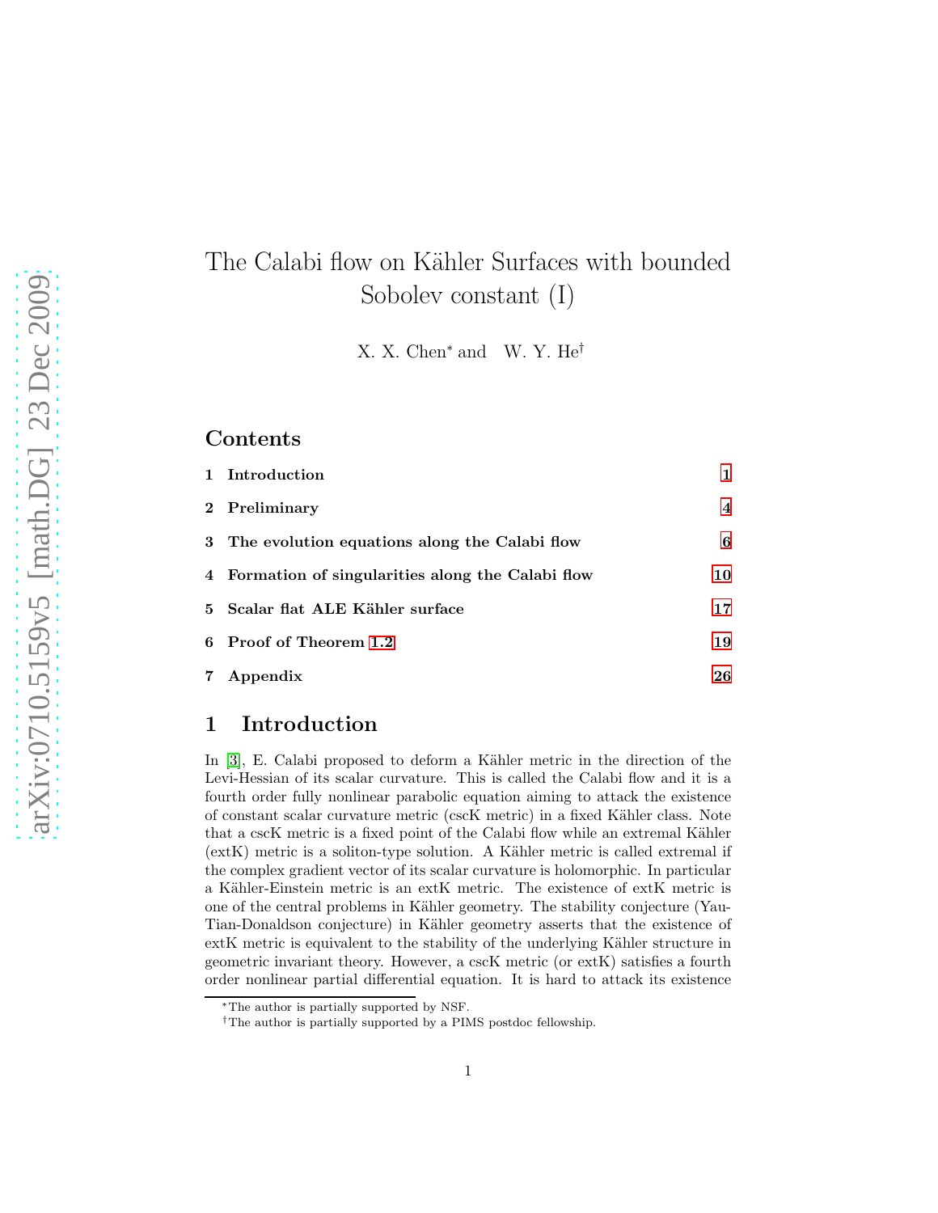# The Calabi flow on Kähler Surfaces with bounded Sobolev constant (I)

X. X. Chen* and W. Y. He†

## Contents

| | | |
|---|---|---|
| 1 | Introduction | 1 |
| 2 | Preliminary | 4 |
| 3 | The evolution equations along the Calabi flow | 6 |
| 4 | Formation of singularities along the Calabi flow | 10 |
| 5 | Scalar flat ALE Kähler surface | 17 |
| 6 | Proof of Theorem 1.2 | 19 |
| 7 | Appendix | 26 |

## 1 Introduction

In [3], E. Calabi proposed to deform a Kähler metric in the direction of the Levi-Hessian of its scalar curvature. This is called the Calabi flow and it is a fourth order fully nonlinear parabolic equation aiming to attack the existence of constant scalar curvature metric (cscK metric) in a fixed Kähler class. Note that a cscK metric is a fixed point of the Calabi flow while an extremal Kähler (extK) metric is a soliton-type solution. A Kähler metric is called extremal if the complex gradient vector of its scalar curvature is holomorphic. In particular a Kähler-Einstein metric is an extK metric. The existence of extK metric is one of the central problems in Kähler geometry. The stability conjecture (Yau-Tian-Donaldson conjecture) in Kähler geometry asserts that the existence of extK metric is equivalent to the stability of the underlying Kähler structure in geometric invariant theory. However, a cscK metric (or extK) satisfies a fourth order nonlinear partial differential equation. It is hard to attack its existence

*The author is partially supported by NSF.

†The author is partially supported by a PIMS postdoc fellowship.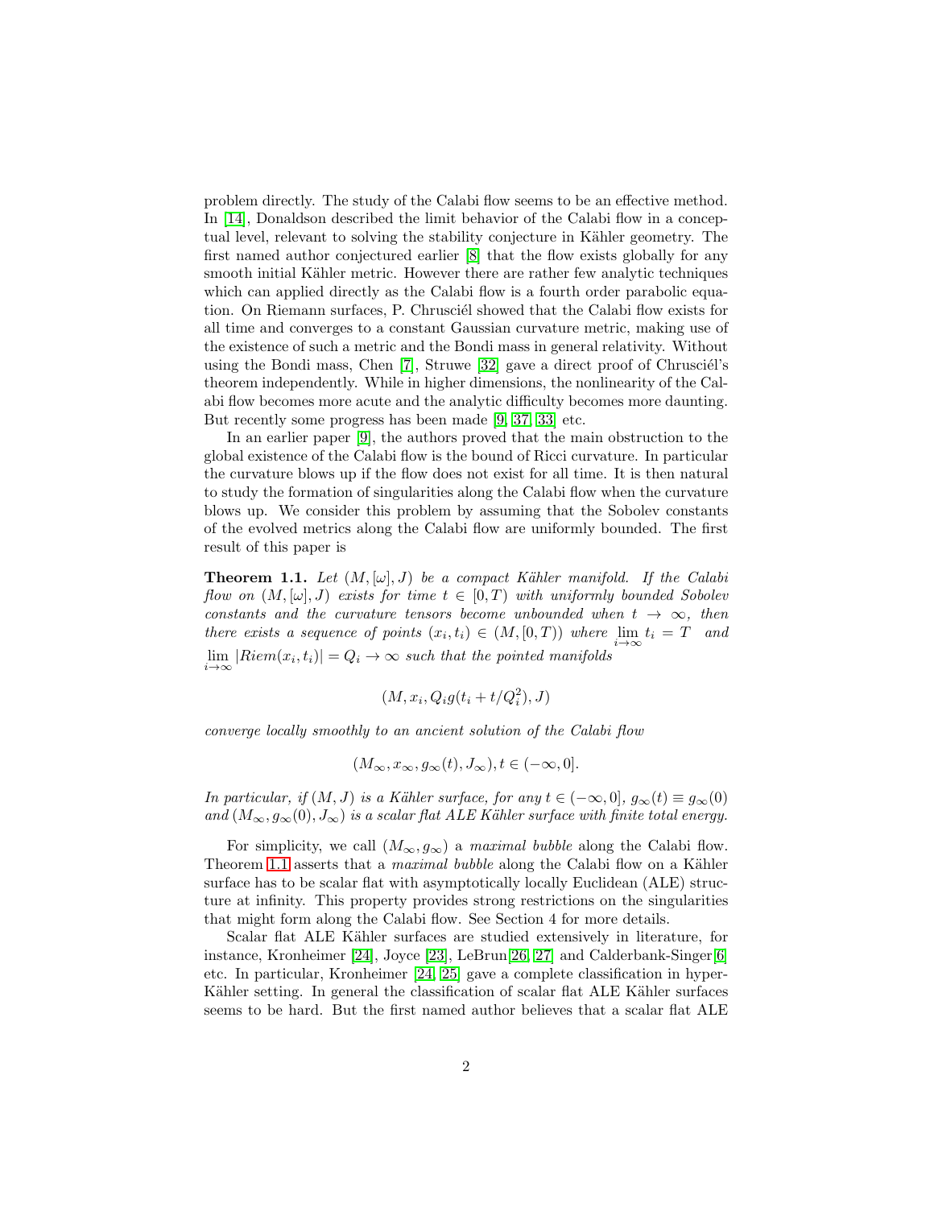problem directly. The study of the Calabi flow seems to be an effective method. In [14], Donaldson described the limit behavior of the Calabi flow in a conceptual level, relevant to solving the stability conjecture in Kähler geometry. The first named author conjectured earlier [8] that the flow exists globally for any smooth initial Kähler metric. However there are rather few analytic techniques which can applied directly as the Calabi flow is a fourth order parabolic equation. On Riemann surfaces, P. Chrusciél showed that the Calabi flow exists for all time and converges to a constant Gaussian curvature metric, making use of the existence of such a metric and the Bondi mass in general relativity. Without using the Bondi mass, Chen [7], Struwe [32] gave a direct proof of Chrusciél's theorem independently. While in higher dimensions, the nonlinearity of the Calabi flow becomes more acute and the analytic difficulty becomes more daunting. But recently some progress has been made [9, 37, 33] etc.

In an earlier paper [9], the authors proved that the main obstruction to the global existence of the Calabi flow is the bound of Ricci curvature. In particular the curvature blows up if the flow does not exist for all time. It is then natural to study the formation of singularities along the Calabi flow when the curvature blows up. We consider this problem by assuming that the Sobolev constants of the evolved metrics along the Calabi flow are uniformly bounded. The first result of this paper is

**Theorem 1.1.** *Let $(M, [\omega], J)$ be a compact Kähler manifold. If the Calabi flow on $(M, [\omega], J)$ exists for time $t \in [0, T)$ with uniformly bounded Sobolev constants and the curvature tensors become unbounded when $t \to \infty$, then there exists a sequence of points $(x_i, t_i) \in (M, [0, T))$ where $\lim_{i\to\infty} t_i = T$ and $\lim_{i\to\infty} |Riem(x_i, t_i)| = Q_i \to \infty$ such that the pointed manifolds*

$$(M, x_i, Q_i g(t_i + t/Q_i^2), J)$$

*converge locally smoothly to an ancient solution of the Calabi flow*

$$(M_\infty, x_\infty, g_\infty(t), J_\infty), t \in (-\infty, 0].$$

*In particular, if $(M, J)$ is a Kähler surface, for any $t \in (-\infty, 0]$, $g_\infty(t) \equiv g_\infty(0)$ and $(M_\infty, g_\infty(0), J_\infty)$ is a scalar flat ALE Kähler surface with finite total energy.*

For simplicity, we call $(M_\infty, g_\infty)$ a *maximal bubble* along the Calabi flow. Theorem 1.1 asserts that a *maximal bubble* along the Calabi flow on a Kähler surface has to be scalar flat with asymptotically locally Euclidean (ALE) structure at infinity. This property provides strong restrictions on the singularities that might form along the Calabi flow. See Section 4 for more details.

Scalar flat ALE Kähler surfaces are studied extensively in literature, for instance, Kronheimer [24], Joyce [23], LeBrun[26, 27] and Calderbank-Singer[6] etc. In particular, Kronheimer [24, 25] gave a complete classification in hyper-Kähler setting. In general the classification of scalar flat ALE Kähler surfaces seems to be hard. But the first named author believes that a scalar flat ALE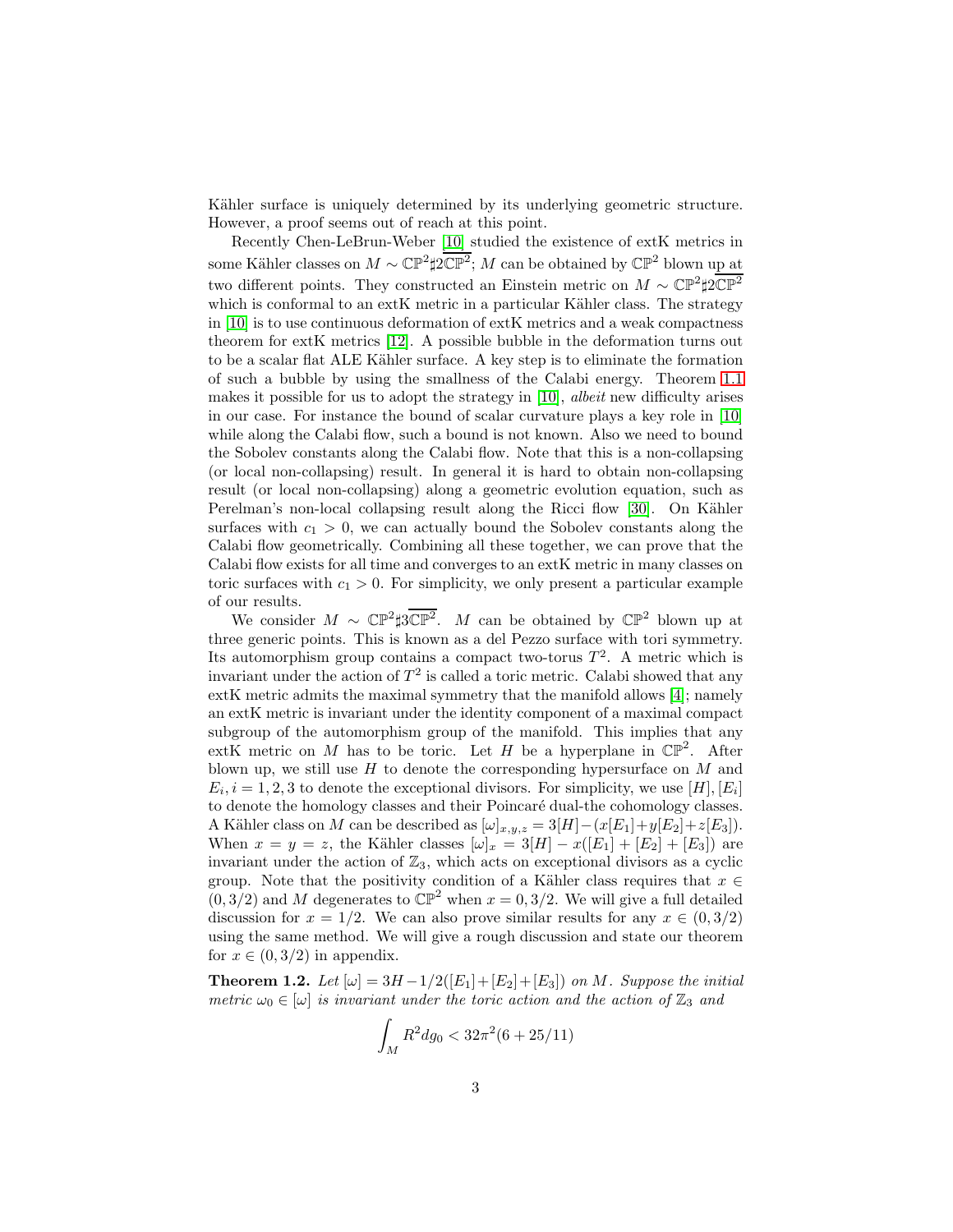Kähler surface is uniquely determined by its underlying geometric structure. However, a proof seems out of reach at this point.

Recently Chen-LeBrun-Weber [10] studied the existence of extK metrics in some Kähler classes on $M \sim \mathbb{CP}^2 \sharp 2\overline{\mathbb{CP}^2}$; $M$ can be obtained by $\mathbb{CP}^2$ blown up at two different points. They constructed an Einstein metric on $M \sim \mathbb{CP}^2 \sharp 2\overline{\mathbb{CP}^2}$ which is conformal to an extK metric in a particular Kähler class. The strategy in [10] is to use continuous deformation of extK metrics and a weak compactness theorem for extK metrics [12]. A possible bubble in the deformation turns out to be a scalar flat ALE Kähler surface. A key step is to eliminate the formation of such a bubble by using the smallness of the Calabi energy. Theorem 1.1 makes it possible for us to adopt the strategy in [10], *albeit* new difficulty arises in our case. For instance the bound of scalar curvature plays a key role in [10] while along the Calabi flow, such a bound is not known. Also we need to bound the Sobolev constants along the Calabi flow. Note that this is a non-collapsing (or local non-collapsing) result. In general it is hard to obtain non-collapsing result (or local non-collapsing) along a geometric evolution equation, such as Perelman's non-local collapsing result along the Ricci flow [30]. On Kähler surfaces with $c_1 > 0$, we can actually bound the Sobolev constants along the Calabi flow geometrically. Combining all these together, we can prove that the Calabi flow exists for all time and converges to an extK metric in many classes on toric surfaces with $c_1 > 0$. For simplicity, we only present a particular example of our results.

We consider $M \sim \mathbb{CP}^2 \sharp 3\overline{\mathbb{CP}^2}$. $M$ can be obtained by $\mathbb{CP}^2$ blown up at three generic points. This is known as a del Pezzo surface with tori symmetry. Its automorphism group contains a compact two-torus $T^2$. A metric which is invariant under the action of $T^2$ is called a toric metric. Calabi showed that any extK metric admits the maximal symmetry that the manifold allows [4]; namely an extK metric is invariant under the identity component of a maximal compact subgroup of the automorphism group of the manifold. This implies that any extK metric on $M$ has to be toric. Let $H$ be a hyperplane in $\mathbb{CP}^2$. After blown up, we still use $H$ to denote the corresponding hypersurface on $M$ and $E_i, i = 1, 2, 3$ to denote the exceptional divisors. For simplicity, we use $[H], [E_i]$ to denote the homology classes and their Poincaré dual-the cohomology classes. A Kähler class on $M$ can be described as $[\omega]_{x,y,z} = 3[H] - (x[E_1] + y[E_2] + z[E_3])$. When $x = y = z$, the Kähler classes $[\omega]_x = 3[H] - x([E_1] + [E_2] + [E_3])$ are invariant under the action of $\mathbb{Z}_3$, which acts on exceptional divisors as a cyclic group. Note that the positivity condition of a Kähler class requires that $x \in (0, 3/2)$ and $M$ degenerates to $\mathbb{CP}^2$ when $x = 0, 3/2$. We will give a full detailed discussion for $x = 1/2$. We can also prove similar results for any $x \in (0, 3/2)$ using the same method. We will give a rough discussion and state our theorem for $x \in (0, 3/2)$ in appendix.

**Theorem 1.2.** *Let $[\omega] = 3H - 1/2([E_1] + [E_2] + [E_3])$ on $M$. Suppose the initial metric $\omega_0 \in [\omega]$ is invariant under the toric action and the action of $\mathbb{Z}_3$ and*

$$\int_M R^2 dg_0 < 32\pi^2(6 + 25/11)$$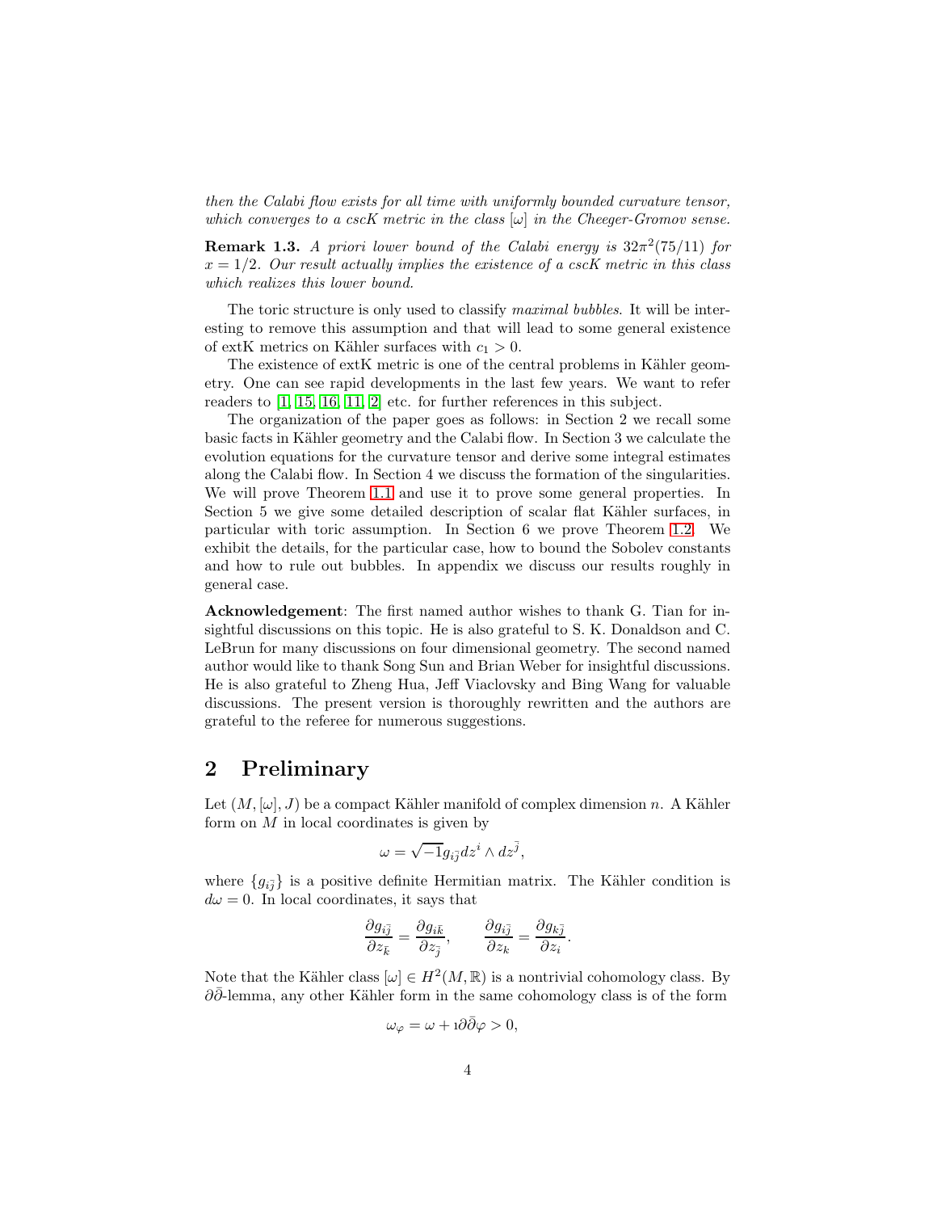*then the Calabi flow exists for all time with uniformly bounded curvature tensor, which converges to a cscK metric in the class $[\omega]$ in the Cheeger-Gromov sense.*

**Remark 1.3.** *A priori lower bound of the Calabi energy is $32\pi^2(75/11)$ for $x = 1/2$. Our result actually implies the existence of a cscK metric in this class which realizes this lower bound.*

The toric structure is only used to classify *maximal bubbles*. It will be interesting to remove this assumption and that will lead to some general existence of extK metrics on Kähler surfaces with $c_1 > 0$.

The existence of extK metric is one of the central problems in Kähler geometry. One can see rapid developments in the last few years. We want to refer readers to [1, 15, 16, 11, 2] etc. for further references in this subject.

The organization of the paper goes as follows: in Section 2 we recall some basic facts in Kähler geometry and the Calabi flow. In Section 3 we calculate the evolution equations for the curvature tensor and derive some integral estimates along the Calabi flow. In Section 4 we discuss the formation of the singularities. We will prove Theorem 1.1 and use it to prove some general properties. In Section 5 we give some detailed description of scalar flat Kähler surfaces, in particular with toric assumption. In Section 6 we prove Theorem 1.2. We exhibit the details, for the particular case, how to bound the Sobolev constants and how to rule out bubbles. In appendix we discuss our results roughly in general case.

**Acknowledgement**: The first named author wishes to thank G. Tian for insightful discussions on this topic. He is also grateful to S. K. Donaldson and C. LeBrun for many discussions on four dimensional geometry. The second named author would like to thank Song Sun and Brian Weber for insightful discussions. He is also grateful to Zheng Hua, Jeff Viaclovsky and Bing Wang for valuable discussions. The present version is thoroughly rewritten and the authors are grateful to the referee for numerous suggestions.

## 2 Preliminary

Let $(M, [\omega], J)$ be a compact Kähler manifold of complex dimension $n$. A Kähler form on $M$ in local coordinates is given by

$$\omega = \sqrt{-1} g_{i\bar{j}} dz^i \wedge dz^{\bar{j}},$$

where $\{g_{i\bar{j}}\}$ is a positive definite Hermitian matrix. The Kähler condition is $d\omega = 0$. In local coordinates, it says that

$$\frac{\partial g_{i\bar{j}}}{\partial z_{\bar{k}}} = \frac{\partial g_{i\bar{k}}}{\partial z_{\bar{j}}}, \qquad \frac{\partial g_{i\bar{j}}}{\partial z_k} = \frac{\partial g_{k\bar{j}}}{\partial z_i}.$$

Note that the Kähler class $[\omega] \in H^2(M, \mathbb{R})$ is a nontrivial cohomology class. By $\partial\bar{\partial}$-lemma, any other Kähler form in the same cohomology class is of the form

$$\omega_\varphi = \omega + \imath\partial\bar{\partial}\varphi > 0,$$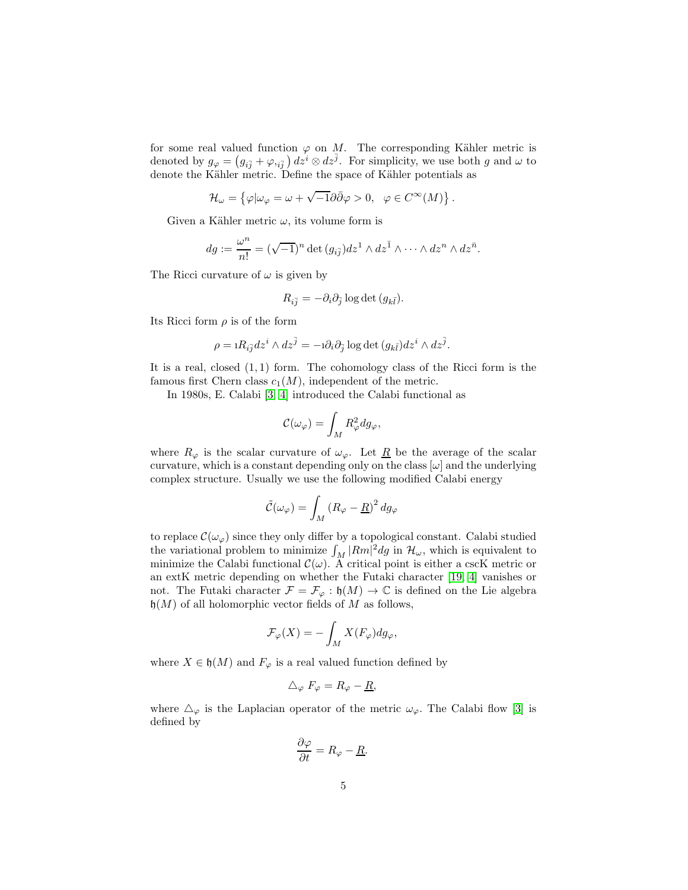for some real valued function $\varphi$ on $M$. The corresponding Kähler metric is denoted by $g_\varphi = \left(g_{i\bar{j}} + \varphi_{,i\bar{j}}\right) dz^i \otimes dz^{\bar{j}}$. For simplicity, we use both $g$ and $\omega$ to denote the Kähler metric. Define the space of Kähler potentials as

$$\mathcal{H}_\omega = \left\{\varphi | \omega_\varphi = \omega + \sqrt{-1}\partial\bar{\partial}\varphi > 0, \quad \varphi \in C^\infty(M)\right\}.$$

Given a Kähler metric $\omega$, its volume form is

$$dg := \frac{\omega^n}{n!} = (\sqrt{-1})^n \det{(g_{i\bar{j}})} dz^1 \wedge dz^{\bar{1}} \wedge \cdots \wedge dz^n \wedge dz^{\bar{n}}.$$

The Ricci curvature of $\omega$ is given by

$$R_{i\bar{j}} = -\partial_i \partial_{\bar{j}} \log \det{(g_{k\bar{l}})}.$$

Its Ricci form $\rho$ is of the form

$$\rho = \imath R_{i\bar{j}} dz^i \wedge dz^{\bar{j}} = -\imath \partial_i \partial_{\bar{j}} \log \det{(g_{k\bar{l}})} dz^i \wedge dz^{\bar{j}}.$$

It is a real, closed $(1,1)$ form. The cohomology class of the Ricci form is the famous first Chern class $c_1(M)$, independent of the metric.

In 1980s, E. Calabi [3, 4] introduced the Calabi functional as

$$\mathcal{C}(\omega_\varphi) = \int_M R_\varphi^2 dg_\varphi,$$

where $R_\varphi$ is the scalar curvature of $\omega_\varphi$. Let $\underline{R}$ be the average of the scalar curvature, which is a constant depending only on the class $[\omega]$ and the underlying complex structure. Usually we use the following modified Calabi energy

$$\tilde{\mathcal{C}}(\omega_\varphi) = \int_M \left(R_\varphi - \underline{R}\right)^2 dg_\varphi$$

to replace $\mathcal{C}(\omega_\varphi)$ since they only differ by a topological constant. Calabi studied the variational problem to minimize $\int_M |Rm|^2 dg$ in $\mathcal{H}_\omega$, which is equivalent to minimize the Calabi functional $\mathcal{C}(\omega)$. A critical point is either a cscK metric or an extK metric depending on whether the Futaki character [19, 4] vanishes or not. The Futaki character $\mathcal{F} = \mathcal{F}_\varphi : \mathfrak{h}(M) \to \mathbb{C}$ is defined on the Lie algebra $\mathfrak{h}(M)$ of all holomorphic vector fields of $M$ as follows,

$$\mathcal{F}_\varphi(X) = -\int_M X(F_\varphi) dg_\varphi,$$

where $X \in \mathfrak{h}(M)$ and $F_\varphi$ is a real valued function defined by

$$\triangle_\varphi F_\varphi = R_\varphi - \underline{R},$$

where $\triangle_\varphi$ is the Laplacian operator of the metric $\omega_\varphi$. The Calabi flow [3] is defined by

$$\frac{\partial \varphi}{\partial t} = R_\varphi - \underline{R}.$$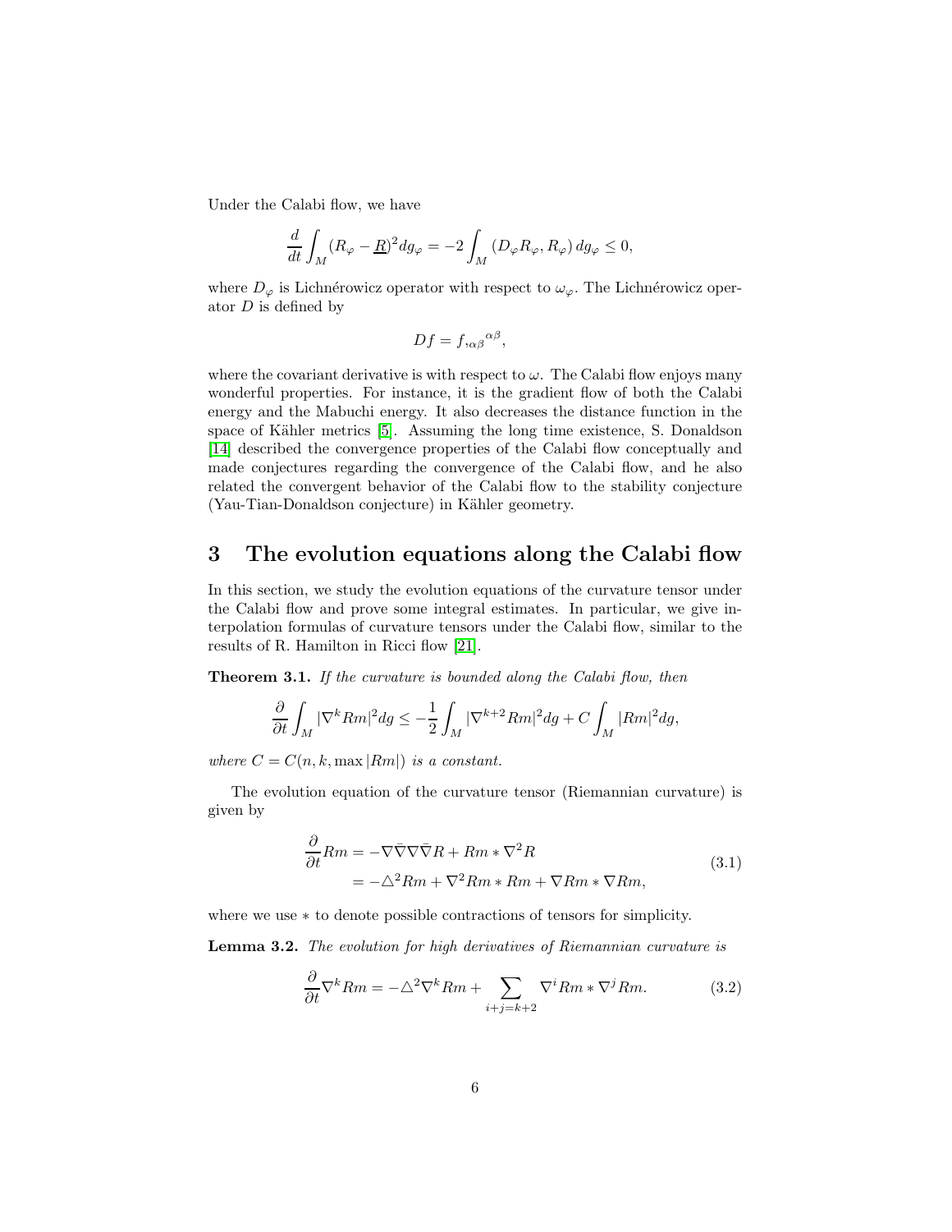Under the Calabi flow, we have

$$\frac{d}{dt}\int_M (R_\varphi - \underline{R})^2 dg_\varphi = -2\int_M (D_\varphi R_\varphi, R_\varphi)\, dg_\varphi \leq 0,$$

where $D_\varphi$ is Lichnérowicz operator with respect to $\omega_\varphi$. The Lichnérowicz operator $D$ is defined by

$$Df = f_{,\alpha\beta}{}^{\alpha\beta},$$

where the covariant derivative is with respect to $\omega$. The Calabi flow enjoys many wonderful properties. For instance, it is the gradient flow of both the Calabi energy and the Mabuchi energy. It also decreases the distance function in the space of Kähler metrics [5]. Assuming the long time existence, S. Donaldson [14] described the convergence properties of the Calabi flow conceptually and made conjectures regarding the convergence of the Calabi flow, and he also related the convergent behavior of the Calabi flow to the stability conjecture (Yau-Tian-Donaldson conjecture) in Kähler geometry.

## 3 The evolution equations along the Calabi flow

In this section, we study the evolution equations of the curvature tensor under the Calabi flow and prove some integral estimates. In particular, we give interpolation formulas of curvature tensors under the Calabi flow, similar to the results of R. Hamilton in Ricci flow [21].

**Theorem 3.1.** *If the curvature is bounded along the Calabi flow, then*

$$\frac{\partial}{\partial t}\int_M |\nabla^k Rm|^2 dg \leq -\frac{1}{2}\int_M |\nabla^{k+2} Rm|^2 dg + C\int_M |Rm|^2 dg,$$

*where $C = C(n, k, \max |Rm|)$ is a constant.*

The evolution equation of the curvature tensor (Riemannian curvature) is given by

$$\begin{aligned}\frac{\partial}{\partial t} Rm &= -\nabla\bar{\nabla}\nabla\bar{\nabla} R + Rm * \nabla^2 R \\ &= -\triangle^2 Rm + \nabla^2 Rm * Rm + \nabla Rm * \nabla Rm,\end{aligned} \tag{3.1}$$

where we use $*$ to denote possible contractions of tensors for simplicity.

**Lemma 3.2.** *The evolution for high derivatives of Riemannian curvature is*

$$\frac{\partial}{\partial t}\nabla^k Rm = -\triangle^2 \nabla^k Rm + \sum_{i+j=k+2} \nabla^i Rm * \nabla^j Rm. \tag{3.2}$$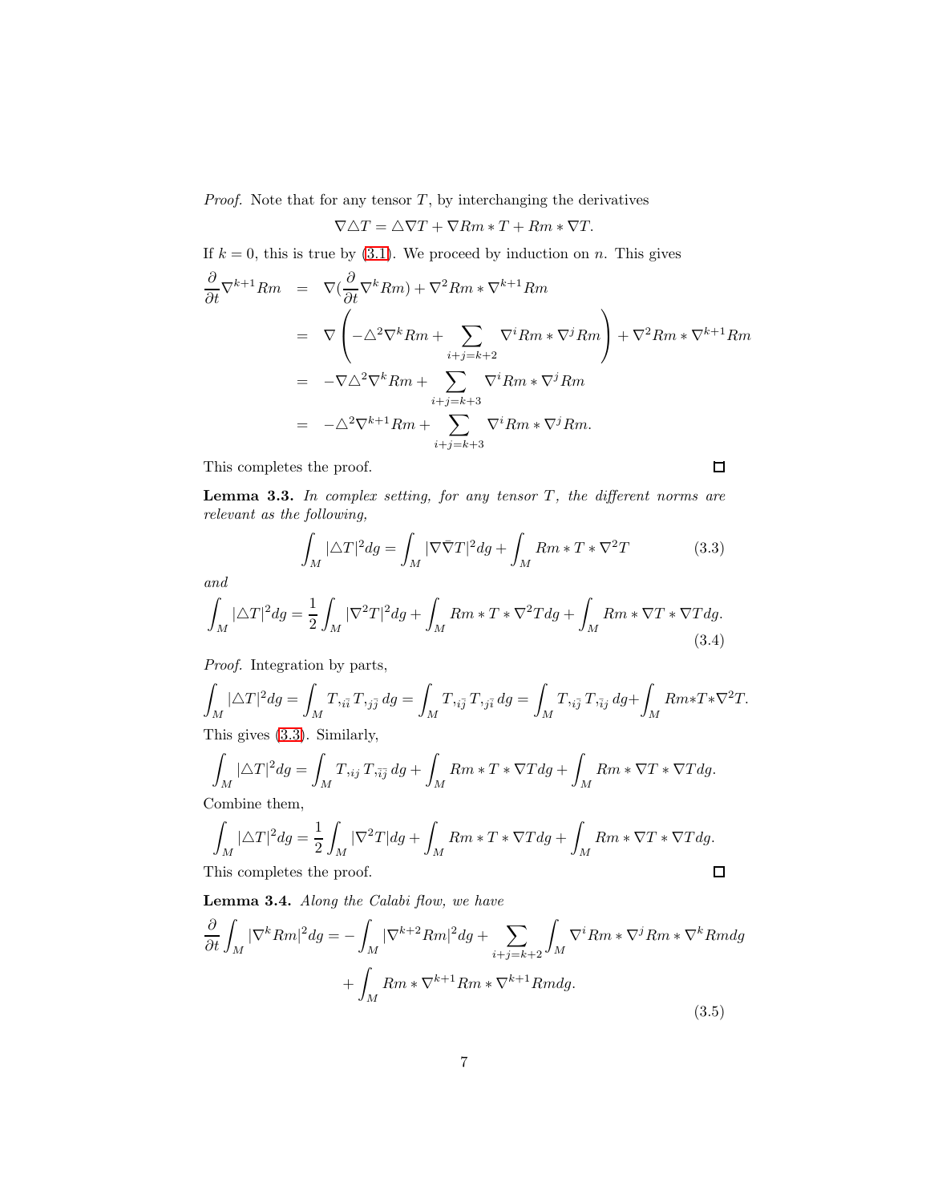*Proof.* Note that for any tensor $T$, by interchanging the derivatives

$$\nabla \triangle T = \triangle \nabla T + \nabla Rm * T + Rm * \nabla T.$$

If $k = 0$, this is true by (3.1). We proceed by induction on $n$. This gives

$$\begin{aligned}
\frac{\partial}{\partial t}\nabla^{k+1} Rm &= \nabla(\frac{\partial}{\partial t}\nabla^{k} Rm) + \nabla^2 Rm * \nabla^{k+1} Rm \\
&= \nabla\left(-\triangle^2 \nabla^k Rm + \sum_{i+j=k+2} \nabla^i Rm * \nabla^j Rm\right) + \nabla^2 Rm * \nabla^{k+1} Rm \\
&= -\nabla \triangle^2 \nabla^k Rm + \sum_{i+j=k+3} \nabla^i Rm * \nabla^j Rm \\
&= -\triangle^2 \nabla^{k+1} Rm + \sum_{i+j=k+3} \nabla^i Rm * \nabla^j Rm.
\end{aligned}$$

This completes the proof. $\square$

**Lemma 3.3.** *In complex setting, for any tensor $T$, the different norms are relevant as the following,*

$$\int_M |\triangle T|^2 dg = \int_M |\nabla \bar{\nabla} T|^2 dg + \int_M Rm * T * \nabla^2 T \tag{3.3}$$

*and*

$$\int_M |\triangle T|^2 dg = \frac{1}{2}\int_M |\nabla^2 T|^2 dg + \int_M Rm * T * \nabla^2 T dg + \int_M Rm * \nabla T * \nabla T dg. \tag{3.4}$$

*Proof.* Integration by parts,

$$\int_M |\triangle T|^2 dg = \int_M T_{,i\bar{i}} T_{,j\bar{j}}\, dg = \int_M T_{,i\bar{j}} T_{,j\bar{i}}\, dg = \int_M T_{,i\bar{j}} T_{,\bar{i}j}\, dg + \int_M Rm * T * \nabla^2 T.$$

This gives (3.3). Similarly,

$$\int_M |\triangle T|^2 dg = \int_M T_{,ij} T_{,\bar{i}\bar{j}}\, dg + \int_M Rm * T * \nabla T dg + \int_M Rm * \nabla T * \nabla T dg.$$

Combine them,

$$\int_M |\triangle T|^2 dg = \frac{1}{2}\int_M |\nabla^2 T| dg + \int_M Rm * T * \nabla T dg + \int_M Rm * \nabla T * \nabla T dg.$$

This completes the proof. $\square$

**Lemma 3.4.** *Along the Calabi flow, we have*

$$\begin{aligned}
\frac{\partial}{\partial t}\int_M |\nabla^k Rm|^2 dg = &-\int_M |\nabla^{k+2} Rm|^2 dg + \sum_{i+j=k+2}\int_M \nabla^i Rm * \nabla^j Rm * \nabla^k Rm dg \\
&+ \int_M Rm * \nabla^{k+1} Rm * \nabla^{k+1} Rm dg.
\end{aligned} \tag{3.5}$$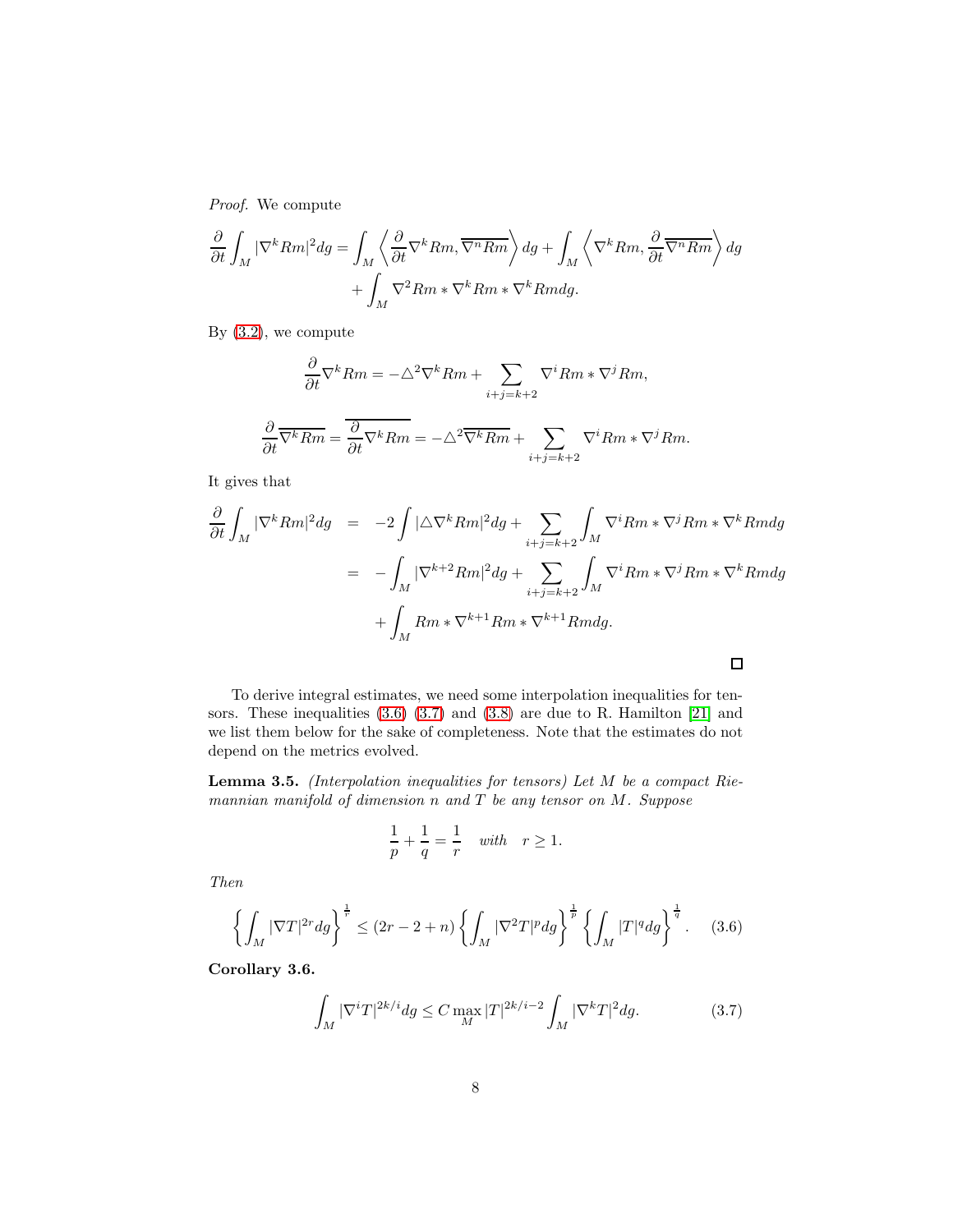*Proof.* We compute

$$
\frac{\partial}{\partial t}\int_M |\nabla^k Rm|^2 dg = \int_M \left\langle \frac{\partial}{\partial t}\nabla^k Rm, \overline{\nabla^n Rm}\right\rangle dg + \int_M \left\langle \nabla^k Rm, \frac{\partial}{\partial t}\overline{\nabla^n Rm}\right\rangle dg
$$
$$
+ \int_M \nabla^2 Rm * \nabla^k Rm * \nabla^k Rm dg.
$$

By (3.2), we compute

$$
\frac{\partial}{\partial t}\nabla^k Rm = -\triangle^2 \nabla^k Rm + \sum_{i+j=k+2} \nabla^i Rm * \nabla^j Rm,
$$

$$
\frac{\partial}{\partial t}\overline{\nabla^k Rm} = \overline{\frac{\partial}{\partial t}\nabla^k Rm} = -\triangle^2 \overline{\nabla^k Rm} + \sum_{i+j=k+2} \nabla^i Rm * \nabla^j Rm.
$$

It gives that

$$
\begin{aligned}
\frac{\partial}{\partial t}\int_M |\nabla^k Rm|^2 dg &= -2\int |\triangle \nabla^k Rm|^2 dg + \sum_{i+j=k+2}\int_M \nabla^i Rm * \nabla^j Rm * \nabla^k Rm dg \\
&= -\int_M |\nabla^{k+2} Rm|^2 dg + \sum_{i+j=k+2}\int_M \nabla^i Rm * \nabla^j Rm * \nabla^k Rm dg \\
&\quad + \int_M Rm * \nabla^{k+1} Rm * \nabla^{k+1} Rm dg.
\end{aligned}
$$

□

To derive integral estimates, we need some interpolation inequalities for tensors. These inequalities (3.6) (3.7) and (3.8) are due to R. Hamilton [21] and we list them below for the sake of completeness. Note that the estimates do not depend on the metrics evolved.

**Lemma 3.5.** *(Interpolation inequalities for tensors) Let $M$ be a compact Riemannian manifold of dimension $n$ and $T$ be any tensor on $M$. Suppose*

$$
\frac{1}{p} + \frac{1}{q} = \frac{1}{r} \quad with \quad r \geq 1.
$$

*Then*

$$
\left\{\int_M |\nabla T|^{2r} dg\right\}^{\frac{1}{r}} \leq (2r - 2 + n)\left\{\int_M |\nabla^2 T|^p dg\right\}^{\frac{1}{p}}\left\{\int_M |T|^q dg\right\}^{\frac{1}{q}}. \quad (3.6)
$$

**Corollary 3.6.**

$$
\int_M |\nabla^i T|^{2k/i} dg \leq C \max_M |T|^{2k/i-2}\int_M |\nabla^k T|^2 dg. \quad (3.7)
$$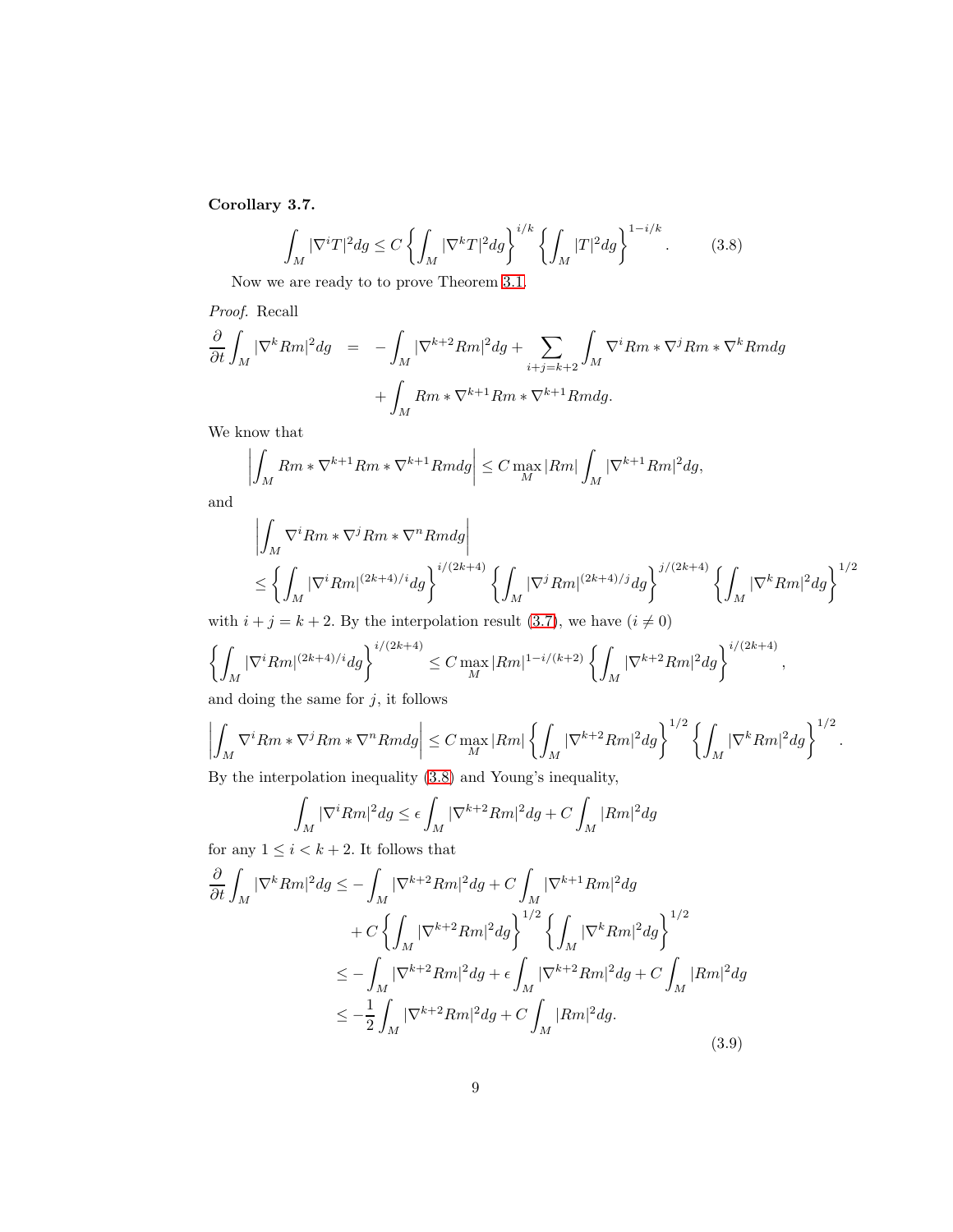**Corollary 3.7.**

$$\int_M |\nabla^i T|^2 dg \leq C \left\{ \int_M |\nabla^k T|^2 dg \right\}^{i/k} \left\{ \int_M |T|^2 dg \right\}^{1-i/k}. \tag{3.8}$$

Now we are ready to to prove Theorem 3.1.

*Proof.* Recall

$$\begin{aligned}
\frac{\partial}{\partial t} \int_M |\nabla^k Rm|^2 dg &= -\int_M |\nabla^{k+2} Rm|^2 dg + \sum_{i+j=k+2} \int_M \nabla^i Rm * \nabla^j Rm * \nabla^k Rm dg \\
&\quad + \int_M Rm * \nabla^{k+1} Rm * \nabla^{k+1} Rm dg.
\end{aligned}$$

We know that

$$\left| \int_M Rm * \nabla^{k+1} Rm * \nabla^{k+1} Rm dg \right| \leq C \max_M |Rm| \int_M |\nabla^{k+1} Rm|^2 dg,$$

and

$$\begin{aligned}
&\left| \int_M \nabla^i Rm * \nabla^j Rm * \nabla^n Rm dg \right| \\
&\leq \left\{ \int_M |\nabla^i Rm|^{(2k+4)/i} dg \right\}^{i/(2k+4)} \left\{ \int_M |\nabla^j Rm|^{(2k+4)/j} dg \right\}^{j/(2k+4)} \left\{ \int_M |\nabla^k Rm|^2 dg \right\}^{1/2}
\end{aligned}$$

with $i + j = k + 2$. By the interpolation result (3.7), we have ($i \neq 0$)

$$\left\{ \int_M |\nabla^i Rm|^{(2k+4)/i} dg \right\}^{i/(2k+4)} \leq C \max_M |Rm|^{1-i/(k+2)} \left\{ \int_M |\nabla^{k+2} Rm|^2 dg \right\}^{i/(2k+4)},$$

and doing the same for $j$, it follows

$$\left| \int_M \nabla^i Rm * \nabla^j Rm * \nabla^n Rm dg \right| \leq C \max_M |Rm| \left\{ \int_M |\nabla^{k+2} Rm|^2 dg \right\}^{1/2} \left\{ \int_M |\nabla^k Rm|^2 dg \right\}^{1/2}.$$

By the interpolation inequality (3.8) and Young's inequality,

$$\int_M |\nabla^i Rm|^2 dg \leq \epsilon \int_M |\nabla^{k+2} Rm|^2 dg + C \int_M |Rm|^2 dg$$

for any $1 \leq i < k + 2$. It follows that

$$\begin{aligned}
\frac{\partial}{\partial t} \int_M |\nabla^k Rm|^2 dg &\leq -\int_M |\nabla^{k+2} Rm|^2 dg + C \int_M |\nabla^{k+1} Rm|^2 dg \\
&\quad + C \left\{ \int_M |\nabla^{k+2} Rm|^2 dg \right\}^{1/2} \left\{ \int_M |\nabla^k Rm|^2 dg \right\}^{1/2} \\
&\leq -\int_M |\nabla^{k+2} Rm|^2 dg + \epsilon \int_M |\nabla^{k+2} Rm|^2 dg + C \int_M |Rm|^2 dg \\
&\leq -\frac{1}{2} \int_M |\nabla^{k+2} Rm|^2 dg + C \int_M |Rm|^2 dg.
\end{aligned} \tag{3.9}$$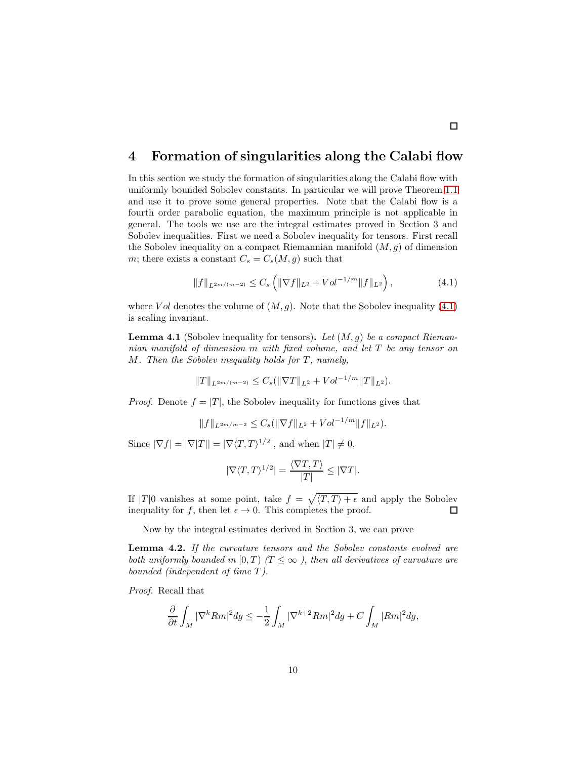□

# 4 Formation of singularities along the Calabi flow

In this section we study the formation of singularities along the Calabi flow with uniformly bounded Sobolev constants. In particular we will prove Theorem 1.1 and use it to prove some general properties. Note that the Calabi flow is a fourth order parabolic equation, the maximum principle is not applicable in general. The tools we use are the integral estimates proved in Section 3 and Sobolev inequalities. First we need a Sobolev inequality for tensors. First recall the Sobolev inequality on a compact Riemannian manifold $(M, g)$ of dimension $m$; there exists a constant $C_s = C_s(M, g)$ such that

$$\|f\|_{L^{2m/(m-2)}} \leq C_s \left( \|\nabla f\|_{L^2} + Vol^{-1/m} \|f\|_{L^2} \right), \tag{4.1}$$

where $Vol$ denotes the volume of $(M, g)$. Note that the Sobolev inequality (4.1) is scaling invariant.

**Lemma 4.1** (Sobolev inequality for tensors)**.** *Let $(M, g)$ be a compact Riemannian manifold of dimension $m$ with fixed volume, and let $T$ be any tensor on $M$. Then the Sobolev inequality holds for $T$, namely,*

$$\|T\|_{L^{2m/(m-2)}} \leq C_s(\|\nabla T\|_{L^2} + Vol^{-1/m}\|T\|_{L^2}).$$

*Proof.* Denote $f = |T|$, the Sobolev inequality for functions gives that

$$\|f\|_{L^{2m/m-2}} \leq C_s(\|\nabla f\|_{L^2} + Vol^{-1/m}\|f\|_{L^2}).$$

Since $|\nabla f| = |\nabla |T|| = |\nabla \langle T, T\rangle^{1/2}|$, and when $|T| \neq 0$,

$$|\nabla \langle T, T\rangle^{1/2}| = \frac{\langle \nabla T, T\rangle}{|T|} \leq |\nabla T|.$$

If $|T|0$ vanishes at some point, take $f = \sqrt{\langle T, T\rangle + \epsilon}$ and apply the Sobolev inequality for $f$, then let $\epsilon \to 0$. This completes the proof. □

Now by the integral estimates derived in Section 3, we can prove

**Lemma 4.2.** *If the curvature tensors and the Sobolev constants evolved are both uniformly bounded in $[0, T)$ $(T \leq \infty$ ), then all derivatives of curvature are bounded (independent of time $T$).*

*Proof.* Recall that

$$\frac{\partial}{\partial t}\int_M |\nabla^k Rm|^2 dg \leq -\frac{1}{2}\int_M |\nabla^{k+2} Rm|^2 dg + C\int_M |Rm|^2 dg,$$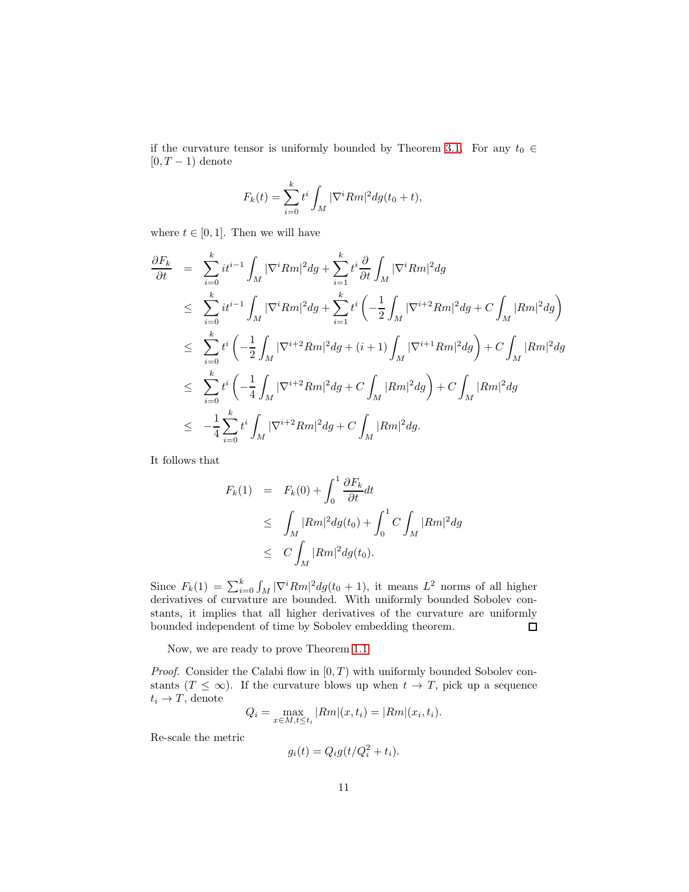if the curvature tensor is uniformly bounded by Theorem 3.1. For any $t_0 \in [0, T-1)$ denote

$$F_k(t) = \sum_{i=0}^{k} t^i \int_M |\nabla^i Rm|^2 dg(t_0 + t),$$

where $t \in [0, 1]$. Then we will have

$$\begin{aligned}
\frac{\partial F_k}{\partial t} &= \sum_{i=0}^{k} i t^{i-1} \int_M |\nabla^i Rm|^2 dg + \sum_{i=1}^{k} t^i \frac{\partial}{\partial t} \int_M |\nabla^i Rm|^2 dg \\
&\leq \sum_{i=0}^{k} i t^{i-1} \int_M |\nabla^i Rm|^2 dg + \sum_{i=1}^{k} t^i \left( -\frac{1}{2} \int_M |\nabla^{i+2} Rm|^2 dg + C \int_M |Rm|^2 dg \right) \\
&\leq \sum_{i=0}^{k} t^i \left( -\frac{1}{2} \int_M |\nabla^{i+2} Rm|^2 dg + (i+1) \int_M |\nabla^{i+1} Rm|^2 dg \right) + C \int_M |Rm|^2 dg \\
&\leq \sum_{i=0}^{k} t^i \left( -\frac{1}{4} \int_M |\nabla^{i+2} Rm|^2 dg + C \int_M |Rm|^2 dg \right) + C \int_M |Rm|^2 dg \\
&\leq -\frac{1}{4} \sum_{i=0}^{k} t^i \int_M |\nabla^{i+2} Rm|^2 dg + C \int_M |Rm|^2 dg.
\end{aligned}$$

It follows that

$$\begin{aligned}
F_k(1) &= F_k(0) + \int_0^1 \frac{\partial F_k}{\partial t} dt \\
&\leq \int_M |Rm|^2 dg(t_0) + \int_0^1 C \int_M |Rm|^2 dg \\
&\leq C \int_M |Rm|^2 dg(t_0).
\end{aligned}$$

Since $F_k(1) = \sum_{i=0}^{k} \int_M |\nabla^i Rm|^2 dg(t_0 + 1)$, it means $L^2$ norms of all higher derivatives of curvature are bounded. With uniformly bounded Sobolev constants, it implies that all higher derivatives of the curvature are uniformly bounded independent of time by Sobolev embedding theorem. □

Now, we are ready to prove Theorem 1.1.

*Proof.* Consider the Calabi flow in $[0, T)$ with uniformly bounded Sobolev constants ($T \leq \infty$). If the curvature blows up when $t \to T$, pick up a sequence $t_i \to T$, denote

$$Q_i = \max_{x \in M, t \leq t_i} |Rm|(x, t_i) = |Rm|(x_i, t_i).$$

Re-scale the metric

$$g_i(t) = Q_i g(t/Q_i^2 + t_i).$$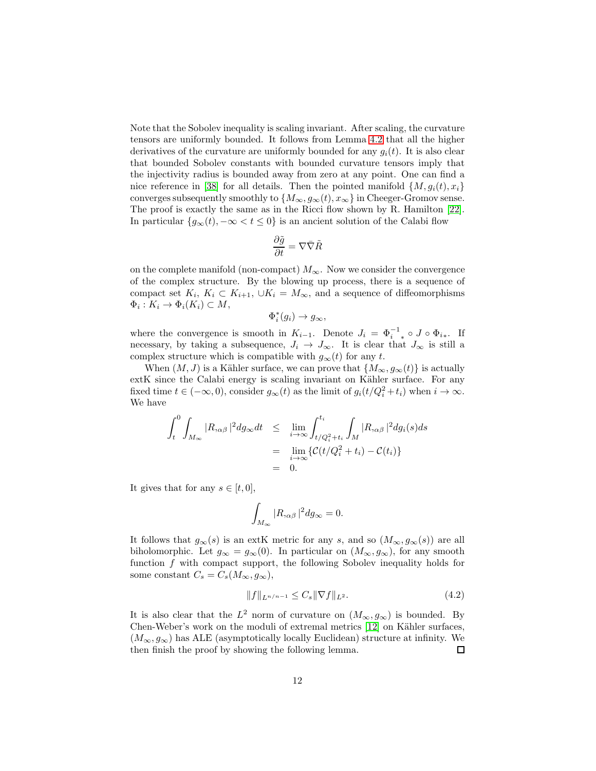Note that the Sobolev inequality is scaling invariant. After scaling, the curvature tensors are uniformly bounded. It follows from Lemma 4.2 that all the higher derivatives of the curvature are uniformly bounded for any $g_i(t)$. It is also clear that bounded Sobolev constants with bounded curvature tensors imply that the injectivity radius is bounded away from zero at any point. One can find a nice reference in [38] for all details. Then the pointed manifold $\{M, g_i(t), x_i\}$ converges subsequently smoothly to $\{M_\infty, g_\infty(t), x_\infty\}$ in Cheeger-Gromov sense. The proof is exactly the same as in the Ricci flow shown by R. Hamilton [22]. In particular $\{g_\infty(t), -\infty < t \leq 0\}$ is an ancient solution of the Calabi flow

$$\frac{\partial \tilde{g}}{\partial t} = \nabla \bar{\nabla} \tilde{R}$$

on the complete manifold (non-compact) $M_\infty$. Now we consider the convergence of the complex structure. By the blowing up process, there is a sequence of compact set $K_i$, $K_i \subset K_{i+1}$, $\cup K_i = M_\infty$, and a sequence of diffeomorphisms $\Phi_i : K_i \to \Phi_i(K_i) \subset M$,

$$\Phi_i^*(g_i) \to g_\infty,$$

where the convergence is smooth in $K_{i-1}$. Denote $J_i = {\Phi_i^{-1}}_* \circ J \circ \Phi_{i*}$. If necessary, by taking a subsequence, $J_i \to J_\infty$. It is clear that $J_\infty$ is still a complex structure which is compatible with $g_\infty(t)$ for any $t$.

When $(M, J)$ is a Kähler surface, we can prove that $\{M_\infty, g_\infty(t)\}$ is actually extK since the Calabi energy is scaling invariant on Kähler surface. For any fixed time $t \in (-\infty, 0)$, consider $g_\infty(t)$ as the limit of $g_i(t/Q_i^2 + t_i)$ when $i \to \infty$. We have

$$\begin{aligned}
\int_t^0 \int_{M_\infty} |R_{,\alpha\beta}|^2 dg_\infty dt &\leq \lim_{i\to\infty} \int_{t/Q_i^2 + t_i}^{t_i} \int_M |R_{,\alpha\beta}|^2 dg_i(s) ds \\
&= \lim_{i\to\infty} \{\mathcal{C}(t/Q_i^2 + t_i) - \mathcal{C}(t_i)\} \\
&= 0.
\end{aligned}$$

It gives that for any $s \in [t, 0]$,

$$\int_{M_\infty} |R_{,\alpha\beta}|^2 dg_\infty = 0.$$

It follows that $g_\infty(s)$ is an extK metric for any $s$, and so $(M_\infty, g_\infty(s))$ are all biholomorphic. Let $g_\infty = g_\infty(0)$. In particular on $(M_\infty, g_\infty)$, for any smooth function $f$ with compact support, the following Sobolev inequality holds for some constant $C_s = C_s(M_\infty, g_\infty)$,

$$\|f\|_{L^{n/n-1}} \leq C_s \|\nabla f\|_{L^2}. \tag{4.2}$$

It is also clear that the $L^2$ norm of curvature on $(M_\infty, g_\infty)$ is bounded. By Chen-Weber's work on the moduli of extremal metrics [12] on Kähler surfaces, $(M_\infty, g_\infty)$ has ALE (asymptotically locally Euclidean) structure at infinity. We then finish the proof by showing the following lemma. □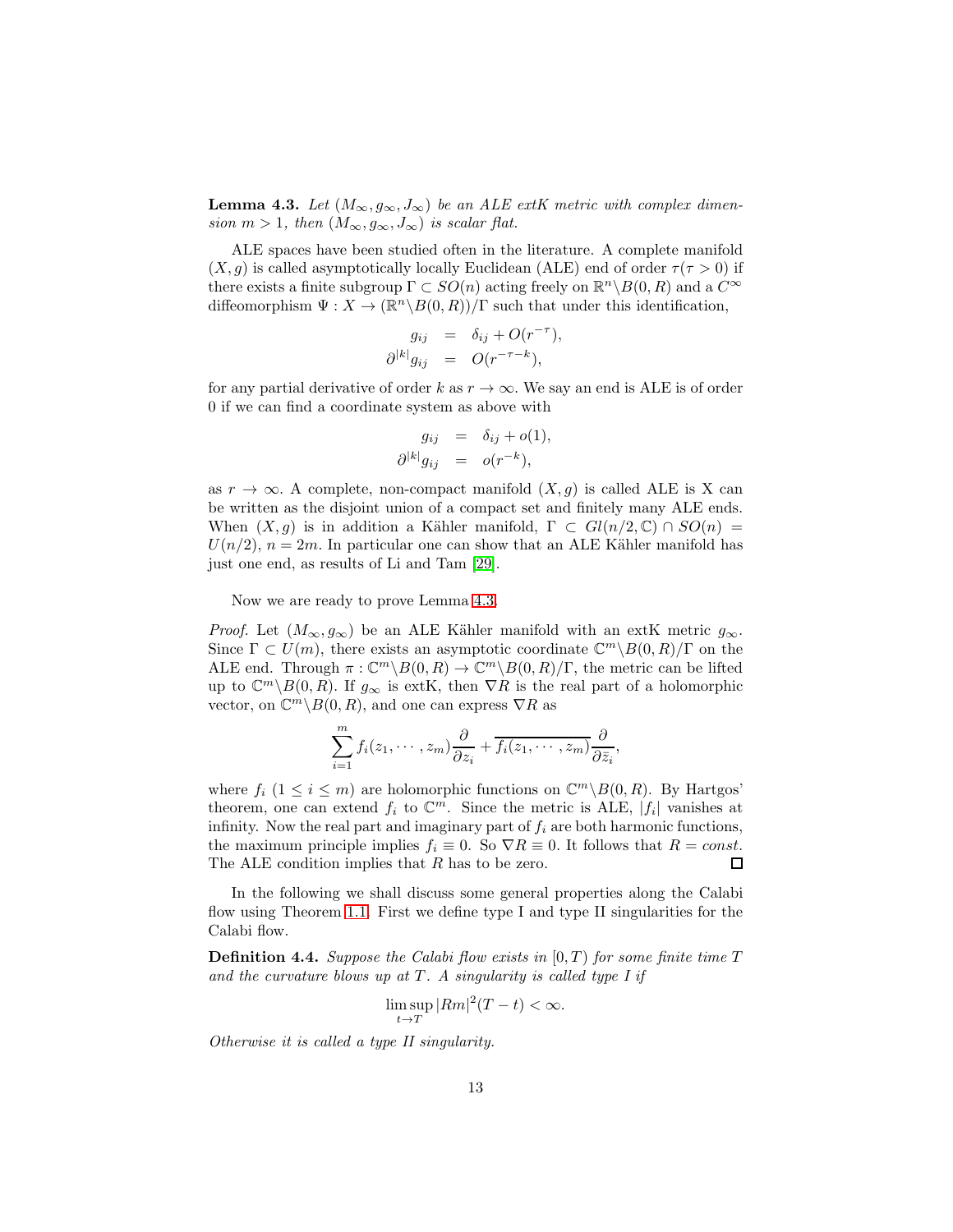**Lemma 4.3.** *Let $(M_\infty, g_\infty, J_\infty)$ be an ALE extK metric with complex dimension $m > 1$, then $(M_\infty, g_\infty, J_\infty)$ is scalar flat.*

ALE spaces have been studied often in the literature. A complete manifold $(X, g)$ is called asymptotically locally Euclidean (ALE) end of order $\tau(\tau > 0)$ if there exists a finite subgroup $\Gamma \subset SO(n)$ acting freely on $\mathbb{R}^n \backslash B(0, R)$ and a $C^\infty$ diffeomorphism $\Psi : X \to (\mathbb{R}^n \backslash B(0, R))/\Gamma$ such that under this identification,

$$
\begin{aligned}
g_{ij} &= \delta_{ij} + O(r^{-\tau}), \\
\partial^{|k|} g_{ij} &= O(r^{-\tau - k}),
\end{aligned}
$$

for any partial derivative of order $k$ as $r \to \infty$. We say an end is ALE is of order 0 if we can find a coordinate system as above with

$$
\begin{aligned}
g_{ij} &= \delta_{ij} + o(1), \\
\partial^{|k|} g_{ij} &= o(r^{-k}),
\end{aligned}
$$

as $r \to \infty$. A complete, non-compact manifold $(X, g)$ is called ALE is X can be written as the disjoint union of a compact set and finitely many ALE ends. When $(X, g)$ is in addition a Kähler manifold, $\Gamma \subset Gl(n/2, \mathbb{C}) \cap SO(n) = U(n/2)$, $n = 2m$. In particular one can show that an ALE Kähler manifold has just one end, as results of Li and Tam [29].

Now we are ready to prove Lemma 4.3.

*Proof.* Let $(M_\infty, g_\infty)$ be an ALE Kähler manifold with an extK metric $g_\infty$. Since $\Gamma \subset U(m)$, there exists an asymptotic coordinate $\mathbb{C}^m \backslash B(0, R)/\Gamma$ on the ALE end. Through $\pi : \mathbb{C}^m \backslash B(0, R) \to \mathbb{C}^m \backslash B(0, R)/\Gamma$, the metric can be lifted up to $\mathbb{C}^m \backslash B(0, R)$. If $g_\infty$ is extK, then $\nabla R$ is the real part of a holomorphic vector, on $\mathbb{C}^m \backslash B(0, R)$, and one can express $\nabla R$ as

$$
\sum_{i=1}^{m} f_i(z_1, \cdots, z_m) \frac{\partial}{\partial z_i} + \overline{f_i(z_1, \cdots, z_m)} \frac{\partial}{\partial \bar{z}_i},
$$

where $f_i$ $(1 \leq i \leq m)$ are holomorphic functions on $\mathbb{C}^m \backslash B(0, R)$. By Hartgos' theorem, one can extend $f_i$ to $\mathbb{C}^m$. Since the metric is ALE, $|f_i|$ vanishes at infinity. Now the real part and imaginary part of $f_i$ are both harmonic functions, the maximum principle implies $f_i \equiv 0$. So $\nabla R \equiv 0$. It follows that $R = const.$ The ALE condition implies that $R$ has to be zero. $\square$

In the following we shall discuss some general properties along the Calabi flow using Theorem 1.1. First we define type I and type II singularities for the Calabi flow.

**Definition 4.4.** *Suppose the Calabi flow exists in $[0, T)$ for some finite time $T$ and the curvature blows up at $T$. A singularity is called type I if*

$$
\limsup_{t \to T} |Rm|^2 (T - t) < \infty.
$$

*Otherwise it is called a type II singularity.*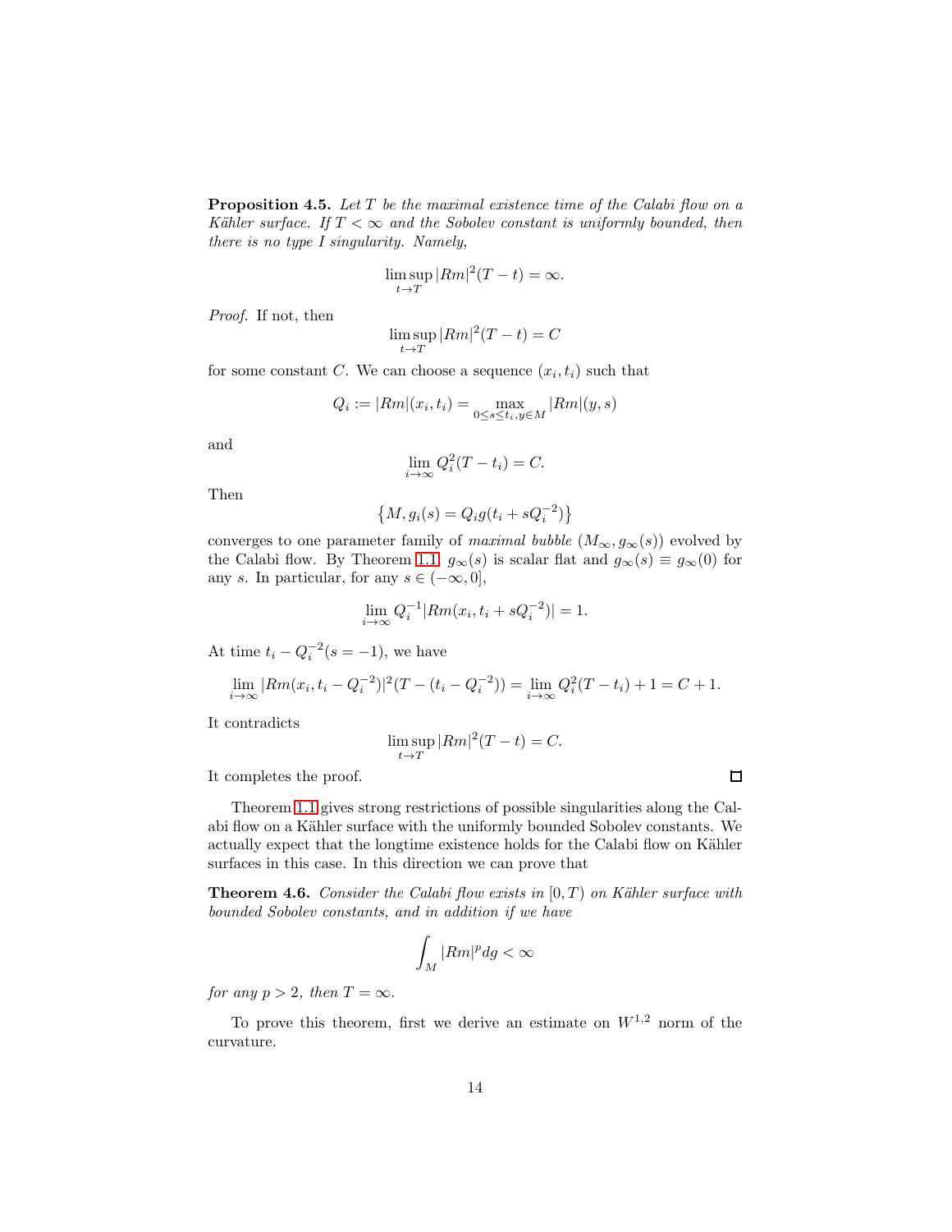**Proposition 4.5.** *Let $T$ be the maximal existence time of the Calabi flow on a Kähler surface. If $T < \infty$ and the Sobolev constant is uniformly bounded, then there is no type I singularity. Namely,*

$$\limsup_{t \to T} |Rm|^2 (T - t) = \infty.$$

*Proof.* If not, then

$$\limsup_{t \to T} |Rm|^2 (T - t) = C$$

for some constant $C$. We can choose a sequence $(x_i, t_i)$ such that

$$Q_i := |Rm|(x_i, t_i) = \max_{0 \le s \le t_i, y \in M} |Rm|(y, s)$$

and

$$\lim_{i \to \infty} Q_i^2 (T - t_i) = C.$$

Then

$$\left\{ M, g_i(s) = Q_i g(t_i + s Q_i^{-2}) \right\}$$

converges to one parameter family of *maximal bubble* $(M_\infty, g_\infty(s))$ evolved by the Calabi flow. By Theorem 1.1, $g_\infty(s)$ is scalar flat and $g_\infty(s) \equiv g_\infty(0)$ for any $s$. In particular, for any $s \in (-\infty, 0]$,

$$\lim_{i \to \infty} Q_i^{-1} |Rm(x_i, t_i + s Q_i^{-2})| = 1.$$

At time $t_i - Q_i^{-2} (s = -1)$, we have

$$\lim_{i \to \infty} |Rm(x_i, t_i - Q_i^{-2})|^2 (T - (t_i - Q_i^{-2})) = \lim_{i \to \infty} Q_i^2 (T - t_i) + 1 = C + 1.$$

It contradicts

$$\limsup_{t \to T} |Rm|^2 (T - t) = C.$$

It completes the proof. $\square$

Theorem 1.1 gives strong restrictions of possible singularities along the Calabi flow on a Kähler surface with the uniformly bounded Sobolev constants. We actually expect that the longtime existence holds for the Calabi flow on Kähler surfaces in this case. In this direction we can prove that

**Theorem 4.6.** *Consider the Calabi flow exists in $[0, T)$ on Kähler surface with bounded Sobolev constants, and in addition if we have*

$$\int_M |Rm|^p dg < \infty$$

*for any $p > 2$, then $T = \infty$.*

To prove this theorem, first we derive an estimate on $W^{1,2}$ norm of the curvature.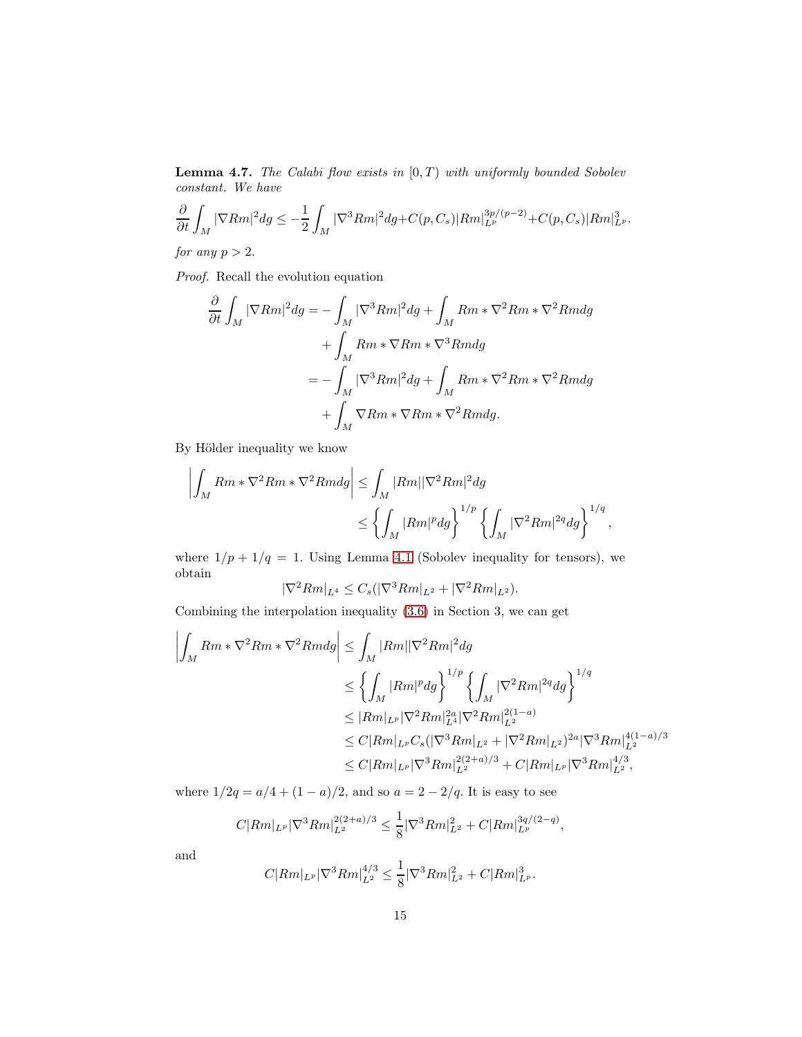**Lemma 4.7.** *The Calabi flow exists in $[0, T)$ with uniformly bounded Sobolev constant. We have*

$$\frac{\partial}{\partial t}\int_M |\nabla Rm|^2 dg \le -\frac{1}{2}\int_M |\nabla^3 Rm|^2 dg + C(p, C_s)|Rm|_{L^p}^{3p/(p-2)} + C(p, C_s)|Rm|_{L^p}^3.$$

*for any $p > 2$.*

*Proof.* Recall the evolution equation

$$\begin{aligned}
\frac{\partial}{\partial t}\int_M |\nabla Rm|^2 dg =& -\int_M |\nabla^3 Rm|^2 dg + \int_M Rm * \nabla^2 Rm * \nabla^2 Rm dg \\
&+ \int_M Rm * \nabla Rm * \nabla^3 Rm dg \\
=& -\int_M |\nabla^3 Rm|^2 dg + \int_M Rm * \nabla^2 Rm * \nabla^2 Rm dg \\
&+ \int_M \nabla Rm * \nabla Rm * \nabla^2 Rm dg.
\end{aligned}$$

By Hölder inequality we know

$$\begin{aligned}
\left|\int_M Rm * \nabla^2 Rm * \nabla^2 Rm dg\right| &\le \int_M |Rm||\nabla^2 Rm|^2 dg \\
&\le \left\{\int_M |Rm|^p dg\right\}^{1/p}\left\{\int_M |\nabla^2 Rm|^{2q} dg\right\}^{1/q},
\end{aligned}$$

where $1/p + 1/q = 1$. Using Lemma 4.1 (Sobolev inequality for tensors), we obtain

$$|\nabla^2 Rm|_{L^4} \le C_s(|\nabla^3 Rm|_{L^2} + |\nabla^2 Rm|_{L^2}).$$

Combining the interpolation inequality (3.6) in Section 3, we can get

$$\begin{aligned}
\left|\int_M Rm * \nabla^2 Rm * \nabla^2 Rm dg\right| &\le \int_M |Rm||\nabla^2 Rm|^2 dg \\
&\le \left\{\int_M |Rm|^p dg\right\}^{1/p}\left\{\int_M |\nabla^2 Rm|^{2q} dg\right\}^{1/q} \\
&\le |Rm|_{L^p}|\nabla^2 Rm|_{L^4}^{2a}|\nabla^2 Rm|_{L^2}^{2(1-a)} \\
&\le C|Rm|_{L^p}C_s(|\nabla^3 Rm|_{L^2} + |\nabla^2 Rm|_{L^2})^{2a}|\nabla^3 Rm|_{L^2}^{4(1-a)/3} \\
&\le C|Rm|_{L^p}|\nabla^3 Rm|_{L^2}^{2(2+a)/3} + C|Rm|_{L^p}|\nabla^3 Rm|_{L^2}^{4/3},
\end{aligned}$$

where $1/2q = a/4 + (1-a)/2$, and so $a = 2 - 2/q$. It is easy to see

$$C|Rm|_{L^p}|\nabla^3 Rm|_{L^2}^{2(2+a)/3} \le \frac{1}{8}|\nabla^3 Rm|_{L^2}^2 + C|Rm|_{L^p}^{3q/(2-q)},$$

and

$$C|Rm|_{L^p}|\nabla^3 Rm|_{L^2}^{4/3} \le \frac{1}{8}|\nabla^3 Rm|_{L^2}^2 + C|Rm|_{L^p}^3.$$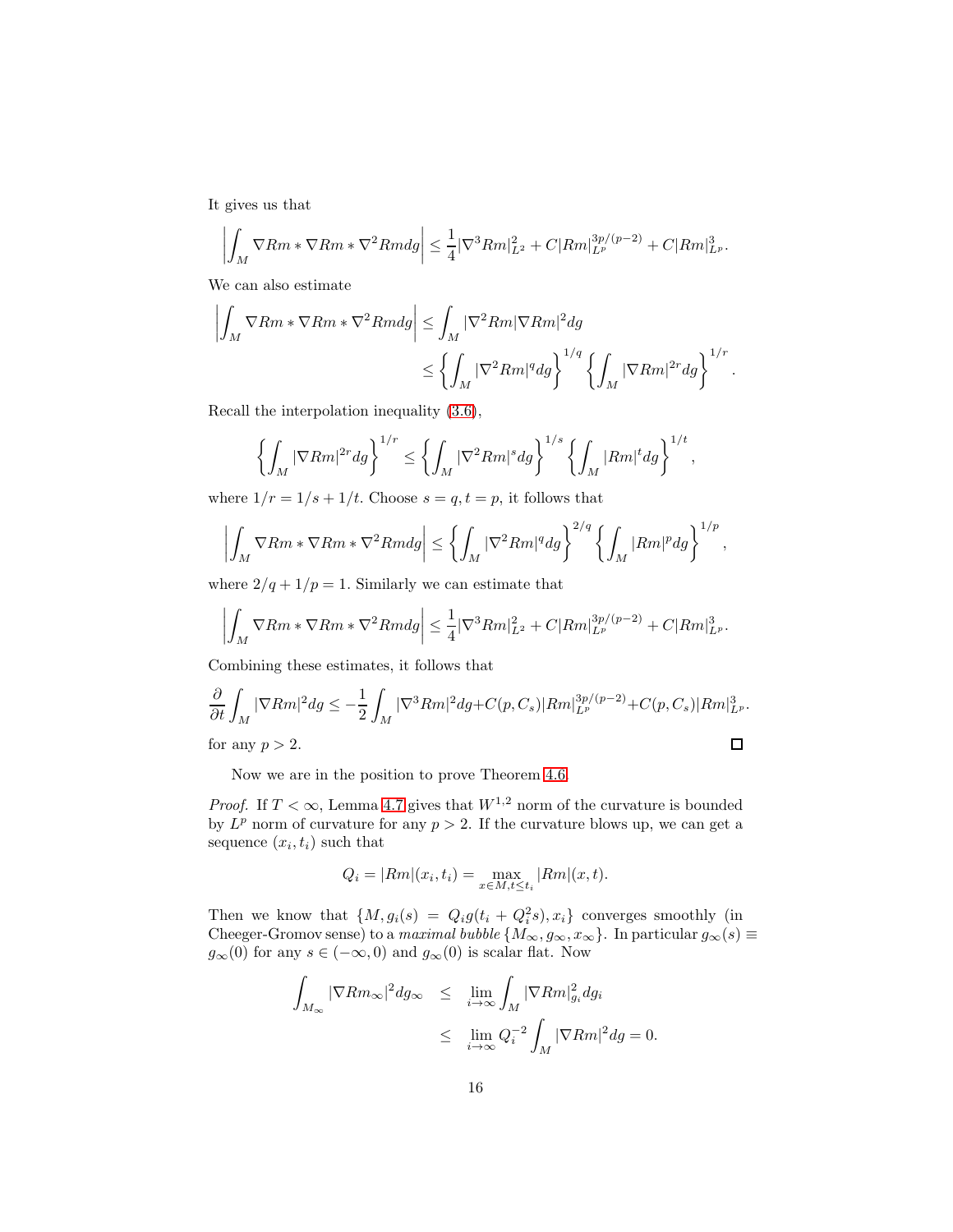It gives us that

$$\left|\int_M \nabla Rm * \nabla Rm * \nabla^2 Rm dg\right| \leq \frac{1}{4}|\nabla^3 Rm|_{L^2}^2 + C|Rm|_{L^p}^{3p/(p-2)} + C|Rm|_{L^p}^3.$$

We can also estimate

$$\begin{aligned}\left|\int_M \nabla Rm * \nabla Rm * \nabla^2 Rm dg\right| &\leq \int_M |\nabla^2 Rm||\nabla Rm|^2 dg \\ &\leq \left\{\int_M |\nabla^2 Rm|^q dg\right\}^{1/q}\left\{\int_M |\nabla Rm|^{2r} dg\right\}^{1/r}.\end{aligned}$$

Recall the interpolation inequality (3.6),

$$\left\{\int_M |\nabla Rm|^{2r} dg\right\}^{1/r} \leq \left\{\int_M |\nabla^2 Rm|^s dg\right\}^{1/s}\left\{\int_M |Rm|^t dg\right\}^{1/t},$$

where $1/r = 1/s + 1/t$. Choose $s = q, t = p$, it follows that

$$\left|\int_M \nabla Rm * \nabla Rm * \nabla^2 Rm dg\right| \leq \left\{\int_M |\nabla^2 Rm|^q dg\right\}^{2/q}\left\{\int_M |Rm|^p dg\right\}^{1/p},$$

where $2/q + 1/p = 1$. Similarly we can estimate that

$$\left|\int_M \nabla Rm * \nabla Rm * \nabla^2 Rm dg\right| \leq \frac{1}{4}|\nabla^3 Rm|_{L^2}^2 + C|Rm|_{L^p}^{3p/(p-2)} + C|Rm|_{L^p}^3.$$

Combining these estimates, it follows that

$$\frac{\partial}{\partial t}\int_M |\nabla Rm|^2 dg \leq -\frac{1}{2}\int_M |\nabla^3 Rm|^2 dg + C(p, C_s)|Rm|_{L^p}^{3p/(p-2)} + C(p, C_s)|Rm|_{L^p}^3.$$

for any $p > 2$. □

Now we are in the position to prove Theorem 4.6.

*Proof.* If $T < \infty$, Lemma 4.7 gives that $W^{1,2}$ norm of the curvature is bounded by $L^p$ norm of curvature for any $p > 2$. If the curvature blows up, we can get a sequence $(x_i, t_i)$ such that

$$Q_i = |Rm|(x_i, t_i) = \max_{x \in M, t \leq t_i} |Rm|(x, t).$$

Then we know that $\{M, g_i(s) = Q_i g(t_i + Q_i^2 s), x_i\}$ converges smoothly (in Cheeger-Gromov sense) to a *maximal bubble* $\{M_\infty, g_\infty, x_\infty\}$. In particular $g_\infty(s) \equiv g_\infty(0)$ for any $s \in (-\infty, 0)$ and $g_\infty(0)$ is scalar flat. Now

$$\begin{aligned}\int_{M_\infty} |\nabla Rm_\infty|^2 dg_\infty &\leq \lim_{i\to\infty}\int_M |\nabla Rm|_{g_i}^2 dg_i \\ &\leq \lim_{i\to\infty} Q_i^{-2}\int_M |\nabla Rm|^2 dg = 0.\end{aligned}$$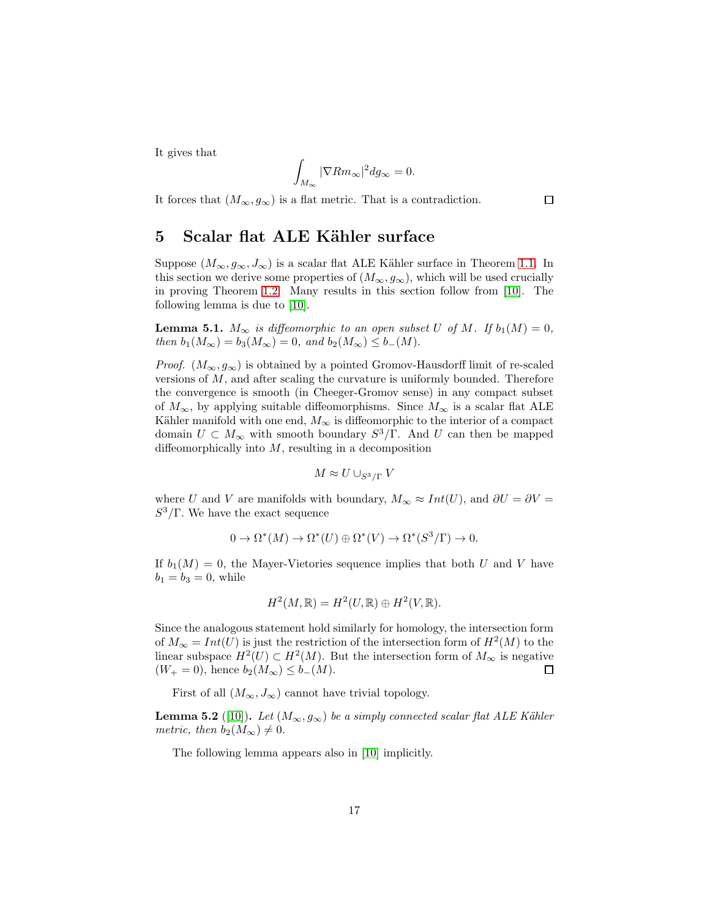It gives that

$$\int_{M_\infty} |\nabla Rm_\infty|^2 dg_\infty = 0.$$

It forces that $(M_\infty, g_\infty)$ is a flat metric. That is a contradiction. ◻

## 5 Scalar flat ALE Kähler surface

Suppose $(M_\infty, g_\infty, J_\infty)$ is a scalar flat ALE Kähler surface in Theorem 1.1. In this section we derive some properties of $(M_\infty, g_\infty)$, which will be used crucially in proving Theorem 1.2. Many results in this section follow from [10]. The following lemma is due to [10].

**Lemma 5.1.** *$M_\infty$ is diffeomorphic to an open subset $U$ of $M$. If $b_1(M) = 0$, then $b_1(M_\infty) = b_3(M_\infty) = 0$, and $b_2(M_\infty) \leq b_-(M)$.*

*Proof.* $(M_\infty, g_\infty)$ is obtained by a pointed Gromov-Hausdorff limit of re-scaled versions of $M$, and after scaling the curvature is uniformly bounded. Therefore the convergence is smooth (in Cheeger-Gromov sense) in any compact subset of $M_\infty$, by applying suitable diffeomorphisms. Since $M_\infty$ is a scalar flat ALE Kähler manifold with one end, $M_\infty$ is diffeomorphic to the interior of a compact domain $U \subset M_\infty$ with smooth boundary $S^3/\Gamma$. And $U$ can then be mapped diffeomorphically into $M$, resulting in a decomposition

$$M \approx U \cup_{S^3/\Gamma} V$$

where $U$ and $V$ are manifolds with boundary, $M_\infty \approx Int(U)$, and $\partial U = \partial V = S^3/\Gamma$. We have the exact sequence

$$0 \to \Omega^*(M) \to \Omega^*(U) \oplus \Omega^*(V) \to \Omega^*(S^3/\Gamma) \to 0.$$

If $b_1(M) = 0$, the Mayer-Vietories sequence implies that both $U$ and $V$ have $b_1 = b_3 = 0$, while

$$H^2(M, \mathbb{R}) = H^2(U, \mathbb{R}) \oplus H^2(V, \mathbb{R}).$$

Since the analogous statement hold similarly for homology, the intersection form of $M_\infty = Int(U)$ is just the restriction of the intersection form of $H^2(M)$ to the linear subspace $H^2(U) \subset H^2(M)$. But the intersection form of $M_\infty$ is negative ($W_+ = 0$), hence $b_2(M_\infty) \leq b_-(M)$. ◻

First of all $(M_\infty, J_\infty)$ cannot have trivial topology.

**Lemma 5.2** ([10])**.** *Let $(M_\infty, g_\infty)$ be a simply connected scalar flat ALE Kähler metric, then $b_2(M_\infty) \neq 0$.*

The following lemma appears also in [10] implicitly.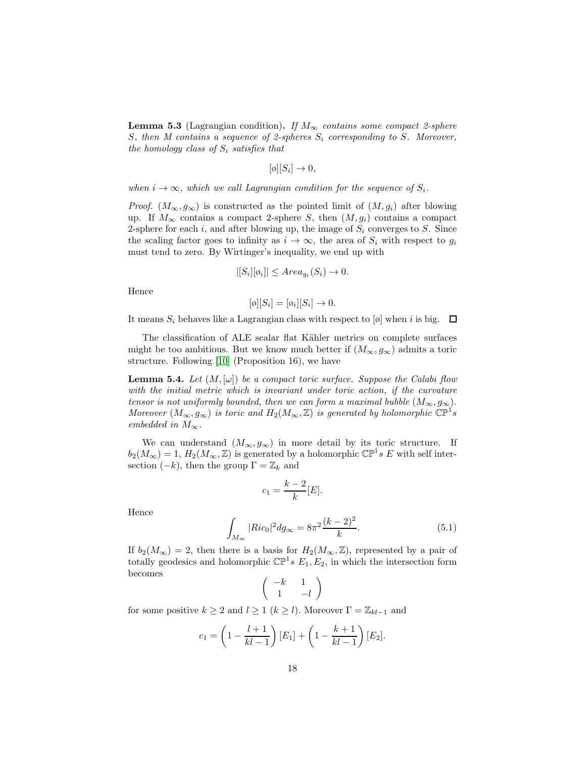**Lemma 5.3** (Lagrangian condition)**.** *If $M_\infty$ contains some compact 2-sphere $S$, then $M$ contains a sequence of 2-spheres $S_i$ corresponding to $S$. Moreover, the homology class of $S_i$ satisfies that*

$$[\phi][S_i] \to 0,$$

*when $i \to \infty$, which we call Lagrangian condition for the sequence of $S_i$.*

*Proof.* $(M_\infty, g_\infty)$ is constructed as the pointed limit of $(M, g_i)$ after blowing up. If $M_\infty$ contains a compact 2-sphere $S$, then $(M, g_i)$ contains a compact 2-sphere for each $i$, and after blowing up, the image of $S_i$ converges to $S$. Since the scaling factor goes to infinity as $i \to \infty$, the area of $S_i$ with respect to $g_i$ must tend to zero. By Wirtinger's inequality, we end up with

$$|[S_i][\phi_i]| \leq Area_{g_i}(S_i) \to 0.$$

Hence

$$[\phi][S_i] = [\phi_i][S_i] \to 0.$$

It means $S_i$ behaves like a Lagrangian class with respect to $[\phi]$ when $i$ is big. $\square$

The classification of ALE scalar flat Kähler metrics on complete surfaces might be too ambitious. But we know much better if $(M_\infty, g_\infty)$ admits a toric structure. Following [10] (Proposition 16), we have

**Lemma 5.4.** *Let $(M, [\omega])$ be a compact toric surface. Suppose the Calabi flow with the initial metric which is invariant under toric action, if the curvature tensor is not uniformly bounded, then we can form a maximal bubble $(M_\infty, g_\infty)$. Moreover $(M_\infty, g_\infty)$ is toric and $H_2(M_\infty, \mathbb{Z})$ is generated by holomorphic $\mathbb{CP}^1s$ embedded in $M_\infty$.*

We can understand $(M_\infty, g_\infty)$ in more detail by its toric structure. If $b_2(M_\infty) = 1$, $H_2(M_\infty, \mathbb{Z})$ is generated by a holomorphic $\mathbb{CP}^1s$ $E$ with self intersection $(-k)$, then the group $\Gamma = \mathbb{Z}_k$ and

$$c_1 = \frac{k-2}{k}[E].$$

Hence

$$\int_{M_\infty} |Ric_0|^2 dg_\infty = 8\pi^2 \frac{(k-2)^2}{k}. \tag{5.1}$$

If $b_2(M_\infty) = 2$, then there is a basis for $H_2(M_\infty, \mathbb{Z})$, represented by a pair of totally geodesics and holomorphic $\mathbb{CP}^1s$ $E_1, E_2$, in which the intersection form becomes

$$\begin{pmatrix} -k & 1 \\ 1 & -l \end{pmatrix}$$

for some positive $k \geq 2$ and $l \geq 1$ $(k \geq l)$. Moreover $\Gamma = \mathbb{Z}_{kl-1}$ and

$$c_1 = \left(1 - \frac{l+1}{kl-1}\right)[E_1] + \left(1 - \frac{k+1}{kl-1}\right)[E_2].$$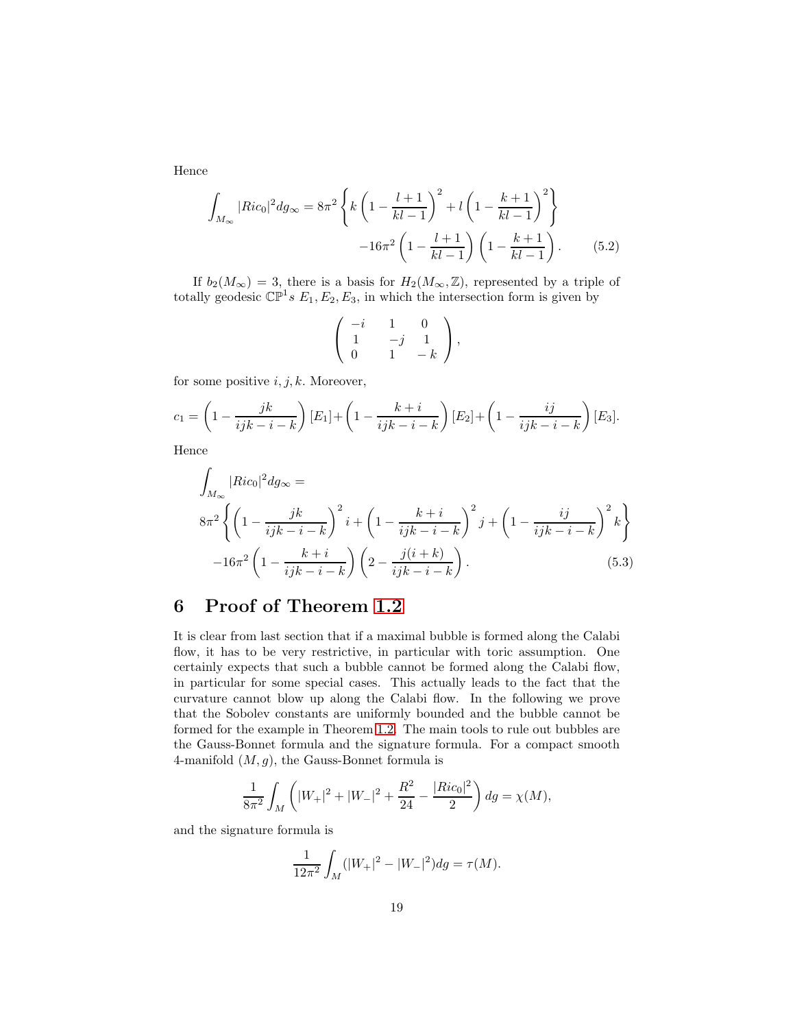Hence

$$\int_{M_\infty} |Ric_0|^2 dg_\infty = 8\pi^2 \left\{ k\left(1 - \frac{l+1}{kl-1}\right)^2 + l\left(1 - \frac{k+1}{kl-1}\right)^2 \right\} \\ -16\pi^2 \left(1 - \frac{l+1}{kl-1}\right)\left(1 - \frac{k+1}{kl-1}\right). \tag{5.2}$$

If $b_2(M_\infty) = 3$, there is a basis for $H_2(M_\infty, \mathbb{Z})$, represented by a triple of totally geodesic $\mathbb{CP}^1s$ $E_1, E_2, E_3$, in which the intersection form is given by

$$\begin{pmatrix} -i & 1 & 0 \\ 1 & -j & 1 \\ 0 & 1 & -k \end{pmatrix},$$

for some positive $i, j, k$. Moreover,

$$c_1 = \left(1 - \frac{jk}{ijk - i - k}\right)[E_1] + \left(1 - \frac{k+i}{ijk - i - k}\right)[E_2] + \left(1 - \frac{ij}{ijk - i - k}\right)[E_3].$$

Hence

$$\int_{M_\infty} |Ric_0|^2 dg_\infty = \\ 8\pi^2 \left\{ \left(1 - \frac{jk}{ijk-i-k}\right)^2 i + \left(1 - \frac{k+i}{ijk-i-k}\right)^2 j + \left(1 - \frac{ij}{ijk-i-k}\right)^2 k \right\} \\ -16\pi^2 \left(1 - \frac{k+i}{ijk-i-k}\right)\left(2 - \frac{j(i+k)}{ijk-i-k}\right). \tag{5.3}$$

# 6 Proof of Theorem 1.2

It is clear from last section that if a maximal bubble is formed along the Calabi flow, it has to be very restrictive, in particular with toric assumption. One certainly expects that such a bubble cannot be formed along the Calabi flow, in particular for some special cases. This actually leads to the fact that the curvature cannot blow up along the Calabi flow. In the following we prove that the Sobolev constants are uniformly bounded and the bubble cannot be formed for the example in Theorem 1.2. The main tools to rule out bubbles are the Gauss-Bonnet formula and the signature formula. For a compact smooth 4-manifold $(M, g)$, the Gauss-Bonnet formula is

$$\frac{1}{8\pi^2}\int_M \left(|W_+|^2 + |W_-|^2 + \frac{R^2}{24} - \frac{|Ric_0|^2}{2}\right) dg = \chi(M),$$

and the signature formula is

$$\frac{1}{12\pi^2}\int_M (|W_+|^2 - |W_-|^2) dg = \tau(M).$$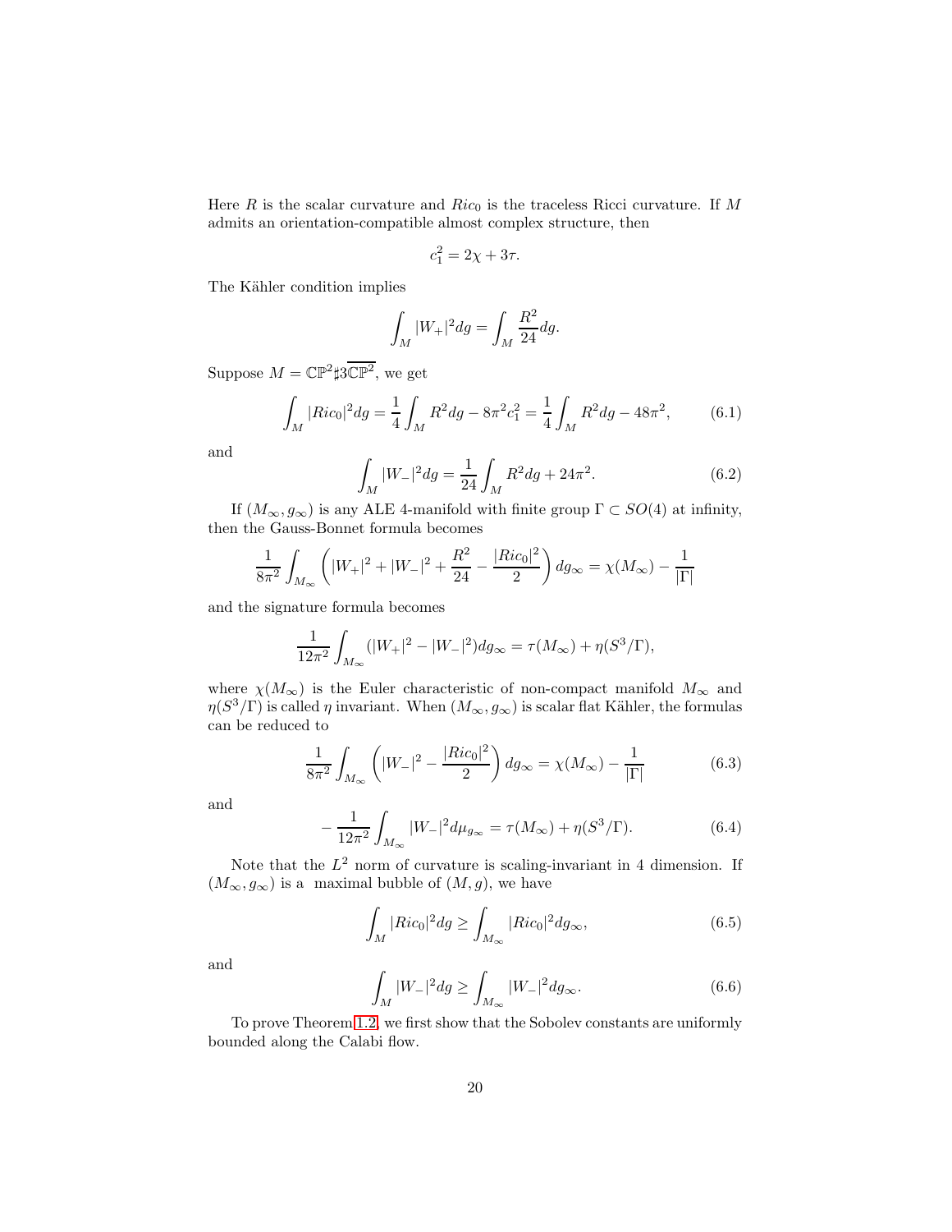Here $R$ is the scalar curvature and $Ric_0$ is the traceless Ricci curvature. If $M$ admits an orientation-compatible almost complex structure, then

$$c_1^2 = 2\chi + 3\tau.$$

The Kähler condition implies

$$\int_M |W_+|^2 dg = \int_M \frac{R^2}{24} dg.$$

Suppose $M = \mathbb{CP}^2 \sharp 3\overline{\mathbb{CP}^2}$, we get

$$\int_M |Ric_0|^2 dg = \frac{1}{4}\int_M R^2 dg - 8\pi^2 c_1^2 = \frac{1}{4}\int_M R^2 dg - 48\pi^2, \tag{6.1}$$

and

$$\int_M |W_-|^2 dg = \frac{1}{24}\int_M R^2 dg + 24\pi^2. \tag{6.2}$$

If $(M_\infty, g_\infty)$ is any ALE 4-manifold with finite group $\Gamma \subset SO(4)$ at infinity, then the Gauss-Bonnet formula becomes

$$\frac{1}{8\pi^2}\int_{M_\infty}\left(|W_+|^2 + |W_-|^2 + \frac{R^2}{24} - \frac{|Ric_0|^2}{2}\right) dg_\infty = \chi(M_\infty) - \frac{1}{|\Gamma|}$$

and the signature formula becomes

$$\frac{1}{12\pi^2}\int_{M_\infty}(|W_+|^2 - |W_-|^2) dg_\infty = \tau(M_\infty) + \eta(S^3/\Gamma),$$

where $\chi(M_\infty)$ is the Euler characteristic of non-compact manifold $M_\infty$ and $\eta(S^3/\Gamma)$ is called $\eta$ invariant. When $(M_\infty, g_\infty)$ is scalar flat Kähler, the formulas can be reduced to

$$\frac{1}{8\pi^2}\int_{M_\infty}\left(|W_-|^2 - \frac{|Ric_0|^2}{2}\right) dg_\infty = \chi(M_\infty) - \frac{1}{|\Gamma|} \tag{6.3}$$

and

$$-\frac{1}{12\pi^2}\int_{M_\infty}|W_-|^2 d\mu_{g_\infty} = \tau(M_\infty) + \eta(S^3/\Gamma). \tag{6.4}$$

Note that the $L^2$ norm of curvature is scaling-invariant in 4 dimension. If $(M_\infty, g_\infty)$ is a maximal bubble of $(M, g)$, we have

$$\int_M |Ric_0|^2 dg \geq \int_{M_\infty} |Ric_0|^2 dg_\infty, \tag{6.5}$$

and

$$\int_M |W_-|^2 dg \geq \int_{M_\infty} |W_-|^2 dg_\infty. \tag{6.6}$$

To prove Theorem 1.2, we first show that the Sobolev constants are uniformly bounded along the Calabi flow.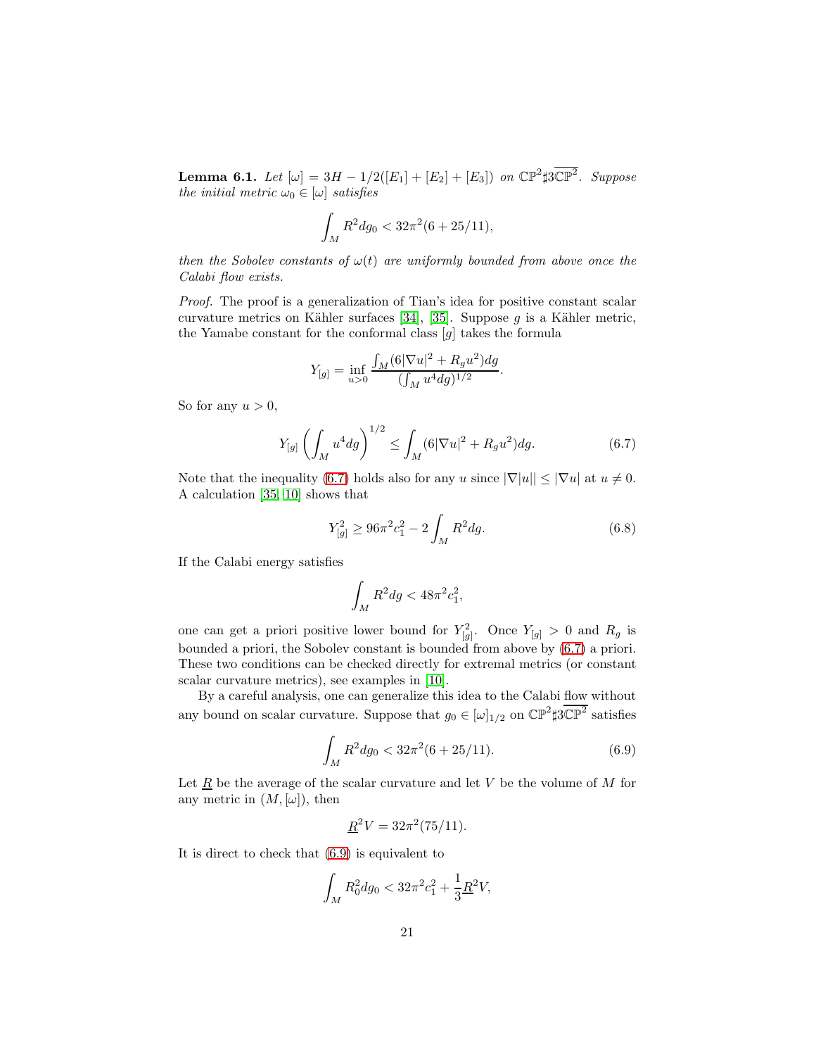**Lemma 6.1.** *Let $[\omega] = 3H - 1/2([E_1] + [E_2] + [E_3])$ on $\mathbb{CP}^2 \sharp 3\overline{\mathbb{CP}^2}$. Suppose the initial metric $\omega_0 \in [\omega]$ satisfies*

$$\int_M R^2 dg_0 < 32\pi^2(6 + 25/11),$$

*then the Sobolev constants of $\omega(t)$ are uniformly bounded from above once the Calabi flow exists.*

*Proof.* The proof is a generalization of Tian's idea for positive constant scalar curvature metrics on Kähler surfaces [34], [35]. Suppose $g$ is a Kähler metric, the Yamabe constant for the conformal class $[g]$ takes the formula

$$Y_{[g]} = \inf_{u>0} \frac{\int_M (6|\nabla u|^2 + R_g u^2) dg}{(\int_M u^4 dg)^{1/2}}.$$

So for any $u > 0$,

$$Y_{[g]} \left( \int_M u^4 dg \right)^{1/2} \leq \int_M (6|\nabla u|^2 + R_g u^2) dg. \tag{6.7}$$

Note that the inequality (6.7) holds also for any $u$ since $|\nabla |u|| \leq |\nabla u|$ at $u \neq 0$. A calculation [35, 10] shows that

$$Y_{[g]}^2 \geq 96\pi^2 c_1^2 - 2\int_M R^2 dg. \tag{6.8}$$

If the Calabi energy satisfies

$$\int_M R^2 dg < 48\pi^2 c_1^2,$$

one can get a priori positive lower bound for $Y_{[g]}^2$. Once $Y_{[g]} > 0$ and $R_g$ is bounded a priori, the Sobolev constant is bounded from above by (6.7) a priori. These two conditions can be checked directly for extremal metrics (or constant scalar curvature metrics), see examples in [10].

By a careful analysis, one can generalize this idea to the Calabi flow without any bound on scalar curvature. Suppose that $g_0 \in [\omega]_{1/2}$ on $\mathbb{CP}^2 \sharp 3\overline{\mathbb{CP}^2}$ satisfies

$$\int_M R^2 dg_0 < 32\pi^2(6 + 25/11). \tag{6.9}$$

Let $\underline{R}$ be the average of the scalar curvature and let $V$ be the volume of $M$ for any metric in $(M, [\omega])$, then

$$\underline{R}^2 V = 32\pi^2(75/11).$$

It is direct to check that (6.9) is equivalent to

$$\int_M R_0^2 dg_0 < 32\pi^2 c_1^2 + \frac{1}{3}\underline{R}^2 V,$$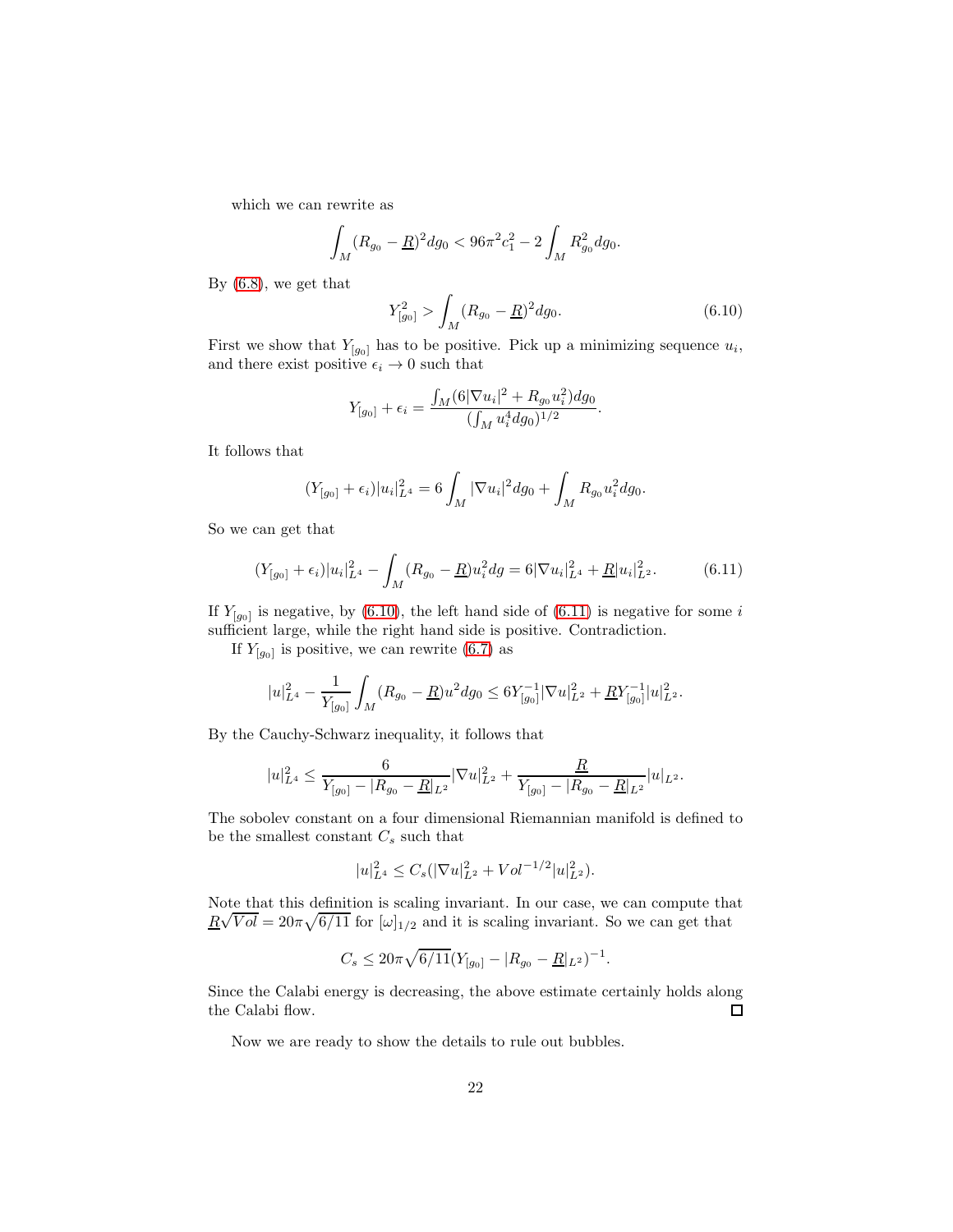which we can rewrite as

$$\int_M (R_{g_0} - \underline{R})^2 dg_0 < 96\pi^2 c_1^2 - 2\int_M R_{g_0}^2 dg_0.$$

By (6.8), we get that

$$Y_{[g_0]}^2 > \int_M (R_{g_0} - \underline{R})^2 dg_0. \tag{6.10}$$

First we show that $Y_{[g_0]}$ has to be positive. Pick up a minimizing sequence $u_i$, and there exist positive $\epsilon_i \to 0$ such that

$$Y_{[g_0]} + \epsilon_i = \frac{\int_M (6|\nabla u_i|^2 + R_{g_0} u_i^2) dg_0}{(\int_M u_i^4 dg_0)^{1/2}}.$$

It follows that

$$(Y_{[g_0]} + \epsilon_i)|u_i|_{L^4}^2 = 6\int_M |\nabla u_i|^2 dg_0 + \int_M R_{g_0} u_i^2 dg_0.$$

So we can get that

$$(Y_{[g_0]} + \epsilon_i)|u_i|_{L^4}^2 - \int_M (R_{g_0} - \underline{R}) u_i^2 dg = 6|\nabla u_i|_{L^4}^2 + \underline{R}|u_i|_{L^2}^2. \tag{6.11}$$

If $Y_{[g_0]}$ is negative, by (6.10), the left hand side of (6.11) is negative for some $i$ sufficient large, while the right hand side is positive. Contradiction.

If $Y_{[g_0]}$ is positive, we can rewrite (6.7) as

$$|u|_{L^4}^2 - \frac{1}{Y_{[g_0]}} \int_M (R_{g_0} - \underline{R}) u^2 dg_0 \le 6Y_{[g_0]}^{-1} |\nabla u|_{L^2}^2 + \underline{R} Y_{[g_0]}^{-1} |u|_{L^2}^2.$$

By the Cauchy-Schwarz inequality, it follows that

$$|u|_{L^4}^2 \le \frac{6}{Y_{[g_0]} - |R_{g_0} - \underline{R}|_{L^2}} |\nabla u|_{L^2}^2 + \frac{\underline{R}}{Y_{[g_0]} - |R_{g_0} - \underline{R}|_{L^2}} |u|_{L^2}.$$

The sobolev constant on a four dimensional Riemannian manifold is defined to be the smallest constant $C_s$ such that

$$|u|_{L^4}^2 \le C_s (|\nabla u|_{L^2}^2 + Vol^{-1/2} |u|_{L^2}^2).$$

Note that this definition is scaling invariant. In our case, we can compute that $\underline{R}\sqrt{Vol} = 20\pi\sqrt{6/11}$ for $[\omega]_{1/2}$ and it is scaling invariant. So we can get that

$$C_s \le 20\pi\sqrt{6/11}(Y_{[g_0]} - |R_{g_0} - \underline{R}|_{L^2})^{-1}.$$

Since the Calabi energy is decreasing, the above estimate certainly holds along the Calabi flow. □

Now we are ready to show the details to rule out bubbles.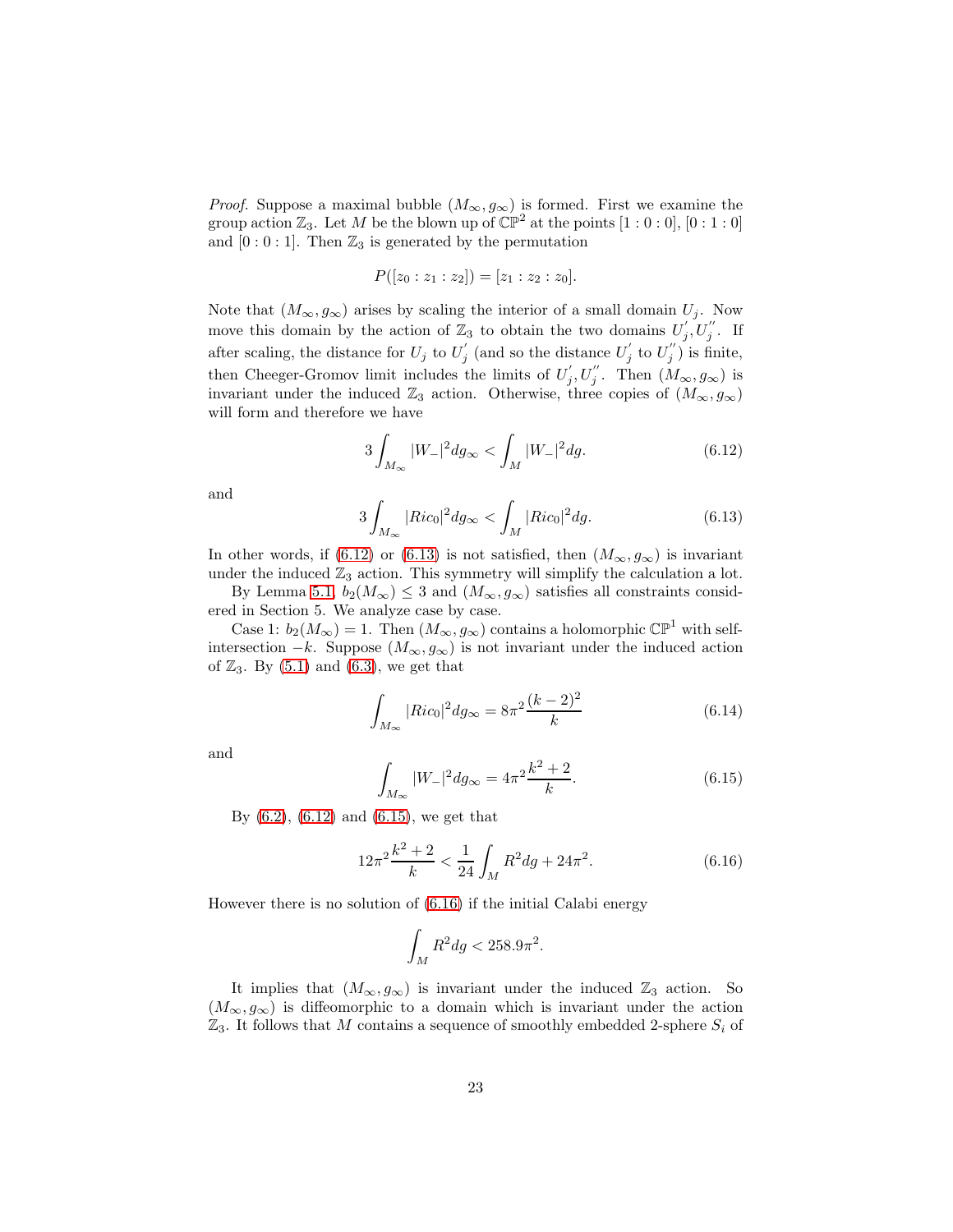*Proof.* Suppose a maximal bubble $(M_\infty, g_\infty)$ is formed. First we examine the group action $\mathbb{Z}_3$. Let $M$ be the blown up of $\mathbb{CP}^2$ at the points $[1:0:0]$, $[0:1:0]$ and $[0:0:1]$. Then $\mathbb{Z}_3$ is generated by the permutation

$$P([z_0 : z_1 : z_2]) = [z_1 : z_2 : z_0].$$

Note that $(M_\infty, g_\infty)$ arises by scaling the interior of a small domain $U_j$. Now move this domain by the action of $\mathbb{Z}_3$ to obtain the two domains $U_j^{'}, U_j^{''}$. If after scaling, the distance for $U_j$ to $U_j^{'}$ (and so the distance $U_j^{'}$ to $U_j^{''}$) is finite, then Cheeger-Gromov limit includes the limits of $U_j^{'}, U_j^{''}$. Then $(M_\infty, g_\infty)$ is invariant under the induced $\mathbb{Z}_3$ action. Otherwise, three copies of $(M_\infty, g_\infty)$ will form and therefore we have

$$3\int_{M_\infty} |W_-|^2 dg_\infty < \int_M |W_-|^2 dg. \tag{6.12}$$

and

$$3\int_{M_\infty} |Ric_0|^2 dg_\infty < \int_M |Ric_0|^2 dg. \tag{6.13}$$

In other words, if (6.12) or (6.13) is not satisfied, then $(M_\infty, g_\infty)$ is invariant under the induced $\mathbb{Z}_3$ action. This symmetry will simplify the calculation a lot.

By Lemma 5.1, $b_2(M_\infty) \leq 3$ and $(M_\infty, g_\infty)$ satisfies all constraints considered in Section 5. We analyze case by case.

Case 1: $b_2(M_\infty) = 1$. Then $(M_\infty, g_\infty)$ contains a holomorphic $\mathbb{CP}^1$ with self-intersection $-k$. Suppose $(M_\infty, g_\infty)$ is not invariant under the induced action of $\mathbb{Z}_3$. By (5.1) and (6.3), we get that

$$\int_{M_\infty} |Ric_0|^2 dg_\infty = 8\pi^2 \frac{(k-2)^2}{k} \tag{6.14}$$

and

$$\int_{M_\infty} |W_-|^2 dg_\infty = 4\pi^2 \frac{k^2+2}{k}. \tag{6.15}$$

By (6.2), (6.12) and (6.15), we get that

$$12\pi^2 \frac{k^2+2}{k} < \frac{1}{24}\int_M R^2 dg + 24\pi^2. \tag{6.16}$$

However there is no solution of (6.16) if the initial Calabi energy

$$\int_M R^2 dg < 258.9\pi^2.$$

It implies that $(M_\infty, g_\infty)$ is invariant under the induced $\mathbb{Z}_3$ action. So $(M_\infty, g_\infty)$ is diffeomorphic to a domain which is invariant under the action $\mathbb{Z}_3$. It follows that $M$ contains a sequence of smoothly embedded 2-sphere $S_i$ of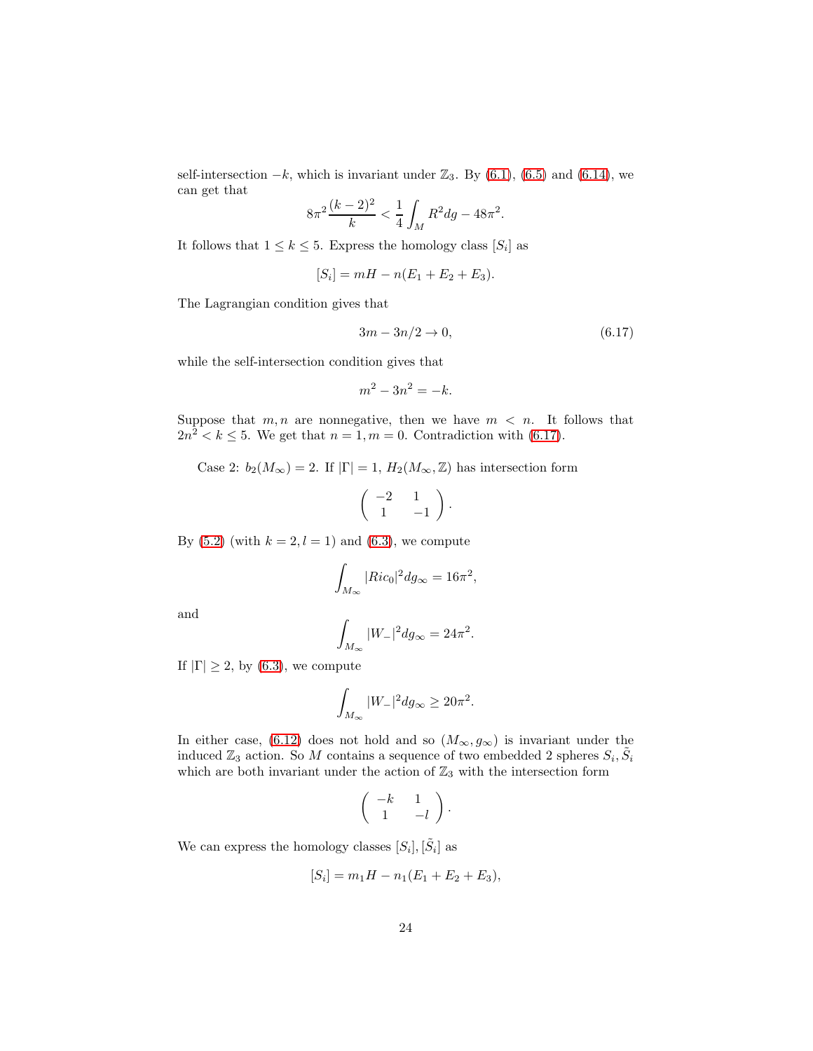self-intersection $-k$, which is invariant under $\mathbb{Z}_3$. By (6.1), (6.5) and (6.14), we can get that

$$8\pi^2 \frac{(k-2)^2}{k} < \frac{1}{4}\int_M R^2 dg - 48\pi^2.$$

It follows that $1 \leq k \leq 5$. Express the homology class $[S_i]$ as

$$[S_i] = mH - n(E_1 + E_2 + E_3).$$

The Lagrangian condition gives that

$$3m - 3n/2 \to 0, \tag{6.17}$$

while the self-intersection condition gives that

$$m^2 - 3n^2 = -k.$$

Suppose that $m, n$ are nonnegative, then we have $m < n$. It follows that $2n^2 < k \leq 5$. We get that $n = 1, m = 0$. Contradiction with (6.17).

Case 2: $b_2(M_\infty) = 2$. If $|\Gamma| = 1$, $H_2(M_\infty, \mathbb{Z})$ has intersection form

$$\begin{pmatrix} -2 & 1 \\ 1 & -1 \end{pmatrix}.$$

By (5.2) (with $k = 2, l = 1$) and (6.3), we compute

$$\int_{M_\infty} |Ric_0|^2 dg_\infty = 16\pi^2,$$

and

$$\int_{M_\infty} |W_-|^2 dg_\infty = 24\pi^2.$$

If $|\Gamma| \geq 2$, by (6.3), we compute

$$\int_{M_\infty} |W_-|^2 dg_\infty \geq 20\pi^2.$$

In either case, (6.12) does not hold and so $(M_\infty, g_\infty)$ is invariant under the induced $\mathbb{Z}_3$ action. So $M$ contains a sequence of two embedded 2 spheres $S_i, \tilde{S}_i$ which are both invariant under the action of $\mathbb{Z}_3$ with the intersection form

$$\begin{pmatrix} -k & 1 \\ 1 & -l \end{pmatrix}.$$

We can express the homology classes $[S_i], [\tilde{S}_i]$ as

$$[S_i] = m_1 H - n_1(E_1 + E_2 + E_3),$$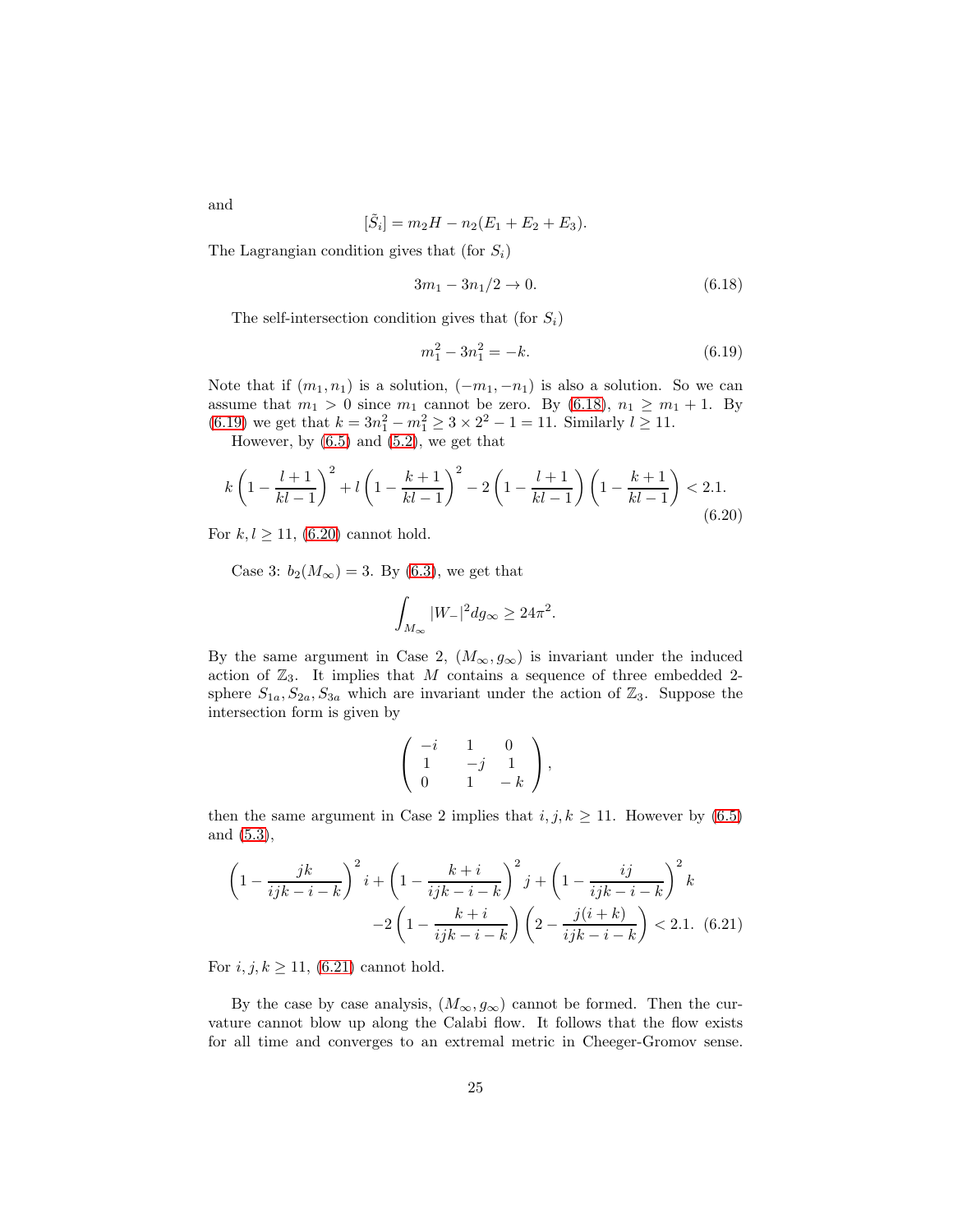and

$$[\tilde{S}_i] = m_2 H - n_2(E_1 + E_2 + E_3).$$

The Lagrangian condition gives that (for $S_i$)

$$3m_1 - 3n_1/2 \to 0. \tag{6.18}$$

The self-intersection condition gives that (for $S_i$)

$$m_1^2 - 3n_1^2 = -k. \tag{6.19}$$

Note that if $(m_1, n_1)$ is a solution, $(-m_1, -n_1)$ is also a solution. So we can assume that $m_1 > 0$ since $m_1$ cannot be zero. By (6.18), $n_1 \geq m_1 + 1$. By (6.19) we get that $k = 3n_1^2 - m_1^2 \geq 3 \times 2^2 - 1 = 11$. Similarly $l \geq 11$.

However, by (6.5) and (5.2), we get that

$$k\left(1 - \frac{l+1}{kl-1}\right)^2 + l\left(1 - \frac{k+1}{kl-1}\right)^2 - 2\left(1 - \frac{l+1}{kl-1}\right)\left(1 - \frac{k+1}{kl-1}\right) < 2.1. \tag{6.20}$$

For $k, l \geq 11$, (6.20) cannot hold.

Case 3: $b_2(M_\infty) = 3$. By (6.3), we get that

$$\int_{M_\infty} |W_-|^2 dg_\infty \geq 24\pi^2.$$

By the same argument in Case 2, $(M_\infty, g_\infty)$ is invariant under the induced action of $\mathbb{Z}_3$. It implies that $M$ contains a sequence of three embedded 2-sphere $S_{1a}, S_{2a}, S_{3a}$ which are invariant under the action of $\mathbb{Z}_3$. Suppose the intersection form is given by

$$\begin{pmatrix} -i & 1 & 0 \\ 1 & -j & 1 \\ 0 & 1 & -k \end{pmatrix},$$

then the same argument in Case 2 implies that $i, j, k \geq 11$. However by (6.5) and (5.3),

$$\left(1 - \frac{jk}{ijk - i - k}\right)^2 i + \left(1 - \frac{k+i}{ijk - i - k}\right)^2 j + \left(1 - \frac{ij}{ijk - i - k}\right)^2 k$$
$$-2\left(1 - \frac{k+i}{ijk - i - k}\right)\left(2 - \frac{j(i+k)}{ijk - i - k}\right) < 2.1. \tag{6.21}$$

For $i, j, k \geq 11$, (6.21) cannot hold.

By the case by case analysis, $(M_\infty, g_\infty)$ cannot be formed. Then the curvature cannot blow up along the Calabi flow. It follows that the flow exists for all time and converges to an extremal metric in Cheeger-Gromov sense.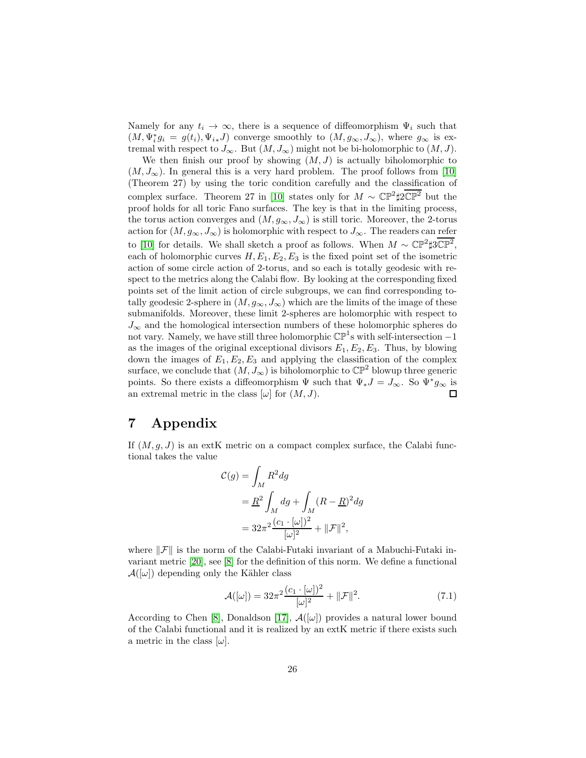Namely for any $t_i \to \infty$, there is a sequence of diffeomorphism $\Psi_i$ such that $(M, \Psi_i^* g_i = g(t_i), \Psi_{i*} J)$ converge smoothly to $(M, g_\infty, J_\infty)$, where $g_\infty$ is extremal with respect to $J_\infty$. But $(M, J_\infty)$ might not be bi-holomorphic to $(M, J)$.

We then finish our proof by showing $(M, J)$ is actually biholomorphic to $(M, J_\infty)$. In general this is a very hard problem. The proof follows from [10] (Theorem 27) by using the toric condition carefully and the classification of complex surface. Theorem 27 in [10] states only for $M \sim \mathbb{CP}^2 \sharp 2\overline{\mathbb{CP}^2}$ but the proof holds for all toric Fano surfaces. The key is that in the limiting process, the torus action converges and $(M, g_\infty, J_\infty)$ is still toric. Moreover, the 2-torus action for $(M, g_\infty, J_\infty)$ is holomorphic with respect to $J_\infty$. The readers can refer to [10] for details. We shall sketch a proof as follows. When $M \sim \mathbb{CP}^2 \sharp 3\overline{\mathbb{CP}^2}$, each of holomorphic curves $H, E_1, E_2, E_3$ is the fixed point set of the isometric action of some circle action of 2-torus, and so each is totally geodesic with respect to the metrics along the Calabi flow. By looking at the corresponding fixed points set of the limit action of circle subgroups, we can find corresponding totally geodesic 2-sphere in $(M, g_\infty, J_\infty)$ which are the limits of the image of these submanifolds. Moreover, these limit 2-spheres are holomorphic with respect to $J_\infty$ and the homological intersection numbers of these holomorphic spheres do not vary. Namely, we have still three holomorphic $\mathbb{CP}^1$s with self-intersection $-1$ as the images of the original exceptional divisors $E_1, E_2, E_3$. Thus, by blowing down the images of $E_1, E_2, E_3$ and applying the classification of the complex surface, we conclude that $(M, J_\infty)$ is biholomorphic to $\mathbb{CP}^2$ blowup three generic points. So there exists a diffeomorphism $\Psi$ such that $\Psi_* J = J_\infty$. So $\Psi^* g_\infty$ is an extremal metric in the class $[\omega]$ for $(M, J)$. □

# 7 Appendix

If $(M, g, J)$ is an extK metric on a compact complex surface, the Calabi functional takes the value

$$
\begin{aligned}
\mathcal{C}(g) &= \int_M R^2 dg \\
&= \underline{R}^2 \int_M dg + \int_M (R - \underline{R})^2 dg \\
&= 32\pi^2 \frac{(c_1 \cdot [\omega])^2}{[\omega]^2} + \|\mathcal{F}\|^2,
\end{aligned}
$$

where $\|\mathcal{F}\|$ is the norm of the Calabi-Futaki invariant of a Mabuchi-Futaki invariant metric [20], see [8] for the definition of this norm. We define a functional $\mathcal{A}([\omega])$ depending only the Kähler class

$$
\mathcal{A}([\omega]) = 32\pi^2 \frac{(c_1 \cdot [\omega])^2}{[\omega]^2} + \|\mathcal{F}\|^2. \tag{7.1}
$$

According to Chen [8], Donaldson [17], $\mathcal{A}([\omega])$ provides a natural lower bound of the Calabi functional and it is realized by an extK metric if there exists such a metric in the class $[\omega]$.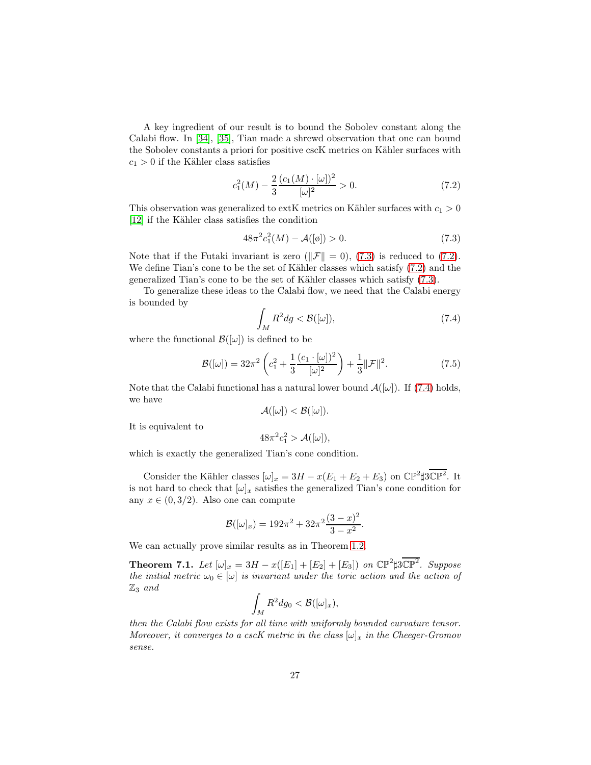A key ingredient of our result is to bound the Sobolev constant along the Calabi flow. In [34], [35], Tian made a shrewd observation that one can bound the Sobolev constants a priori for positive cscK metrics on Kähler surfaces with $c_1 > 0$ if the Kähler class satisfies

$$c_1^2(M) - \frac{2}{3}\frac{(c_1(M)\cdot[\omega])^2}{[\omega]^2} > 0. \tag{7.2}$$

This observation was generalized to extK metrics on Kähler surfaces with $c_1 > 0$ [12] if the Kähler class satisfies the condition

$$48\pi^2 c_1^2(M) - \mathcal{A}([\text{ø}]) > 0. \tag{7.3}$$

Note that if the Futaki invariant is zero ($\|\mathcal{F}\| = 0$), (7.3) is reduced to (7.2). We define Tian's cone to be the set of Kähler classes which satisfy (7.2) and the generalized Tian's cone to be the set of Kähler classes which satisfy (7.3).

To generalize these ideas to the Calabi flow, we need that the Calabi energy is bounded by

$$\int_M R^2 dg < \mathcal{B}([\omega]), \tag{7.4}$$

where the functional $\mathcal{B}([\omega])$ is defined to be

$$\mathcal{B}([\omega]) = 32\pi^2\left(c_1^2 + \frac{1}{3}\frac{(c_1\cdot[\omega])^2}{[\omega]^2}\right) + \frac{1}{3}\|\mathcal{F}\|^2. \tag{7.5}$$

Note that the Calabi functional has a natural lower bound $\mathcal{A}([\omega])$. If (7.4) holds, we have

$$\mathcal{A}([\omega]) < \mathcal{B}([\omega]).$$

It is equivalent to

$$48\pi^2 c_1^2 > \mathcal{A}([\omega]),$$

which is exactly the generalized Tian's cone condition.

Consider the Kähler classes $[\omega]_x = 3H - x(E_1 + E_2 + E_3)$ on $\mathbb{CP}^2\sharp 3\overline{\mathbb{CP}^2}$. It is not hard to check that $[\omega]_x$ satisfies the generalized Tian's cone condition for any $x \in (0, 3/2)$. Also one can compute

$$\mathcal{B}([\omega]_x) = 192\pi^2 + 32\pi^2\frac{(3-x)^2}{3-x^2}.$$

We can actually prove similar results as in Theorem 1.2.

**Theorem 7.1.** *Let $[\omega]_x = 3H - x([E_1] + [E_2] + [E_3])$ on $\mathbb{CP}^2\sharp 3\overline{\mathbb{CP}^2}$. Suppose the initial metric $\omega_0 \in [\omega]$ is invariant under the toric action and the action of $\mathbb{Z}_3$ and*

$$\int_M R^2 dg_0 < \mathcal{B}([\omega]_x),$$

*then the Calabi flow exists for all time with uniformly bounded curvature tensor. Moreover, it converges to a cscK metric in the class $[\omega]_x$ in the Cheeger-Gromov sense.*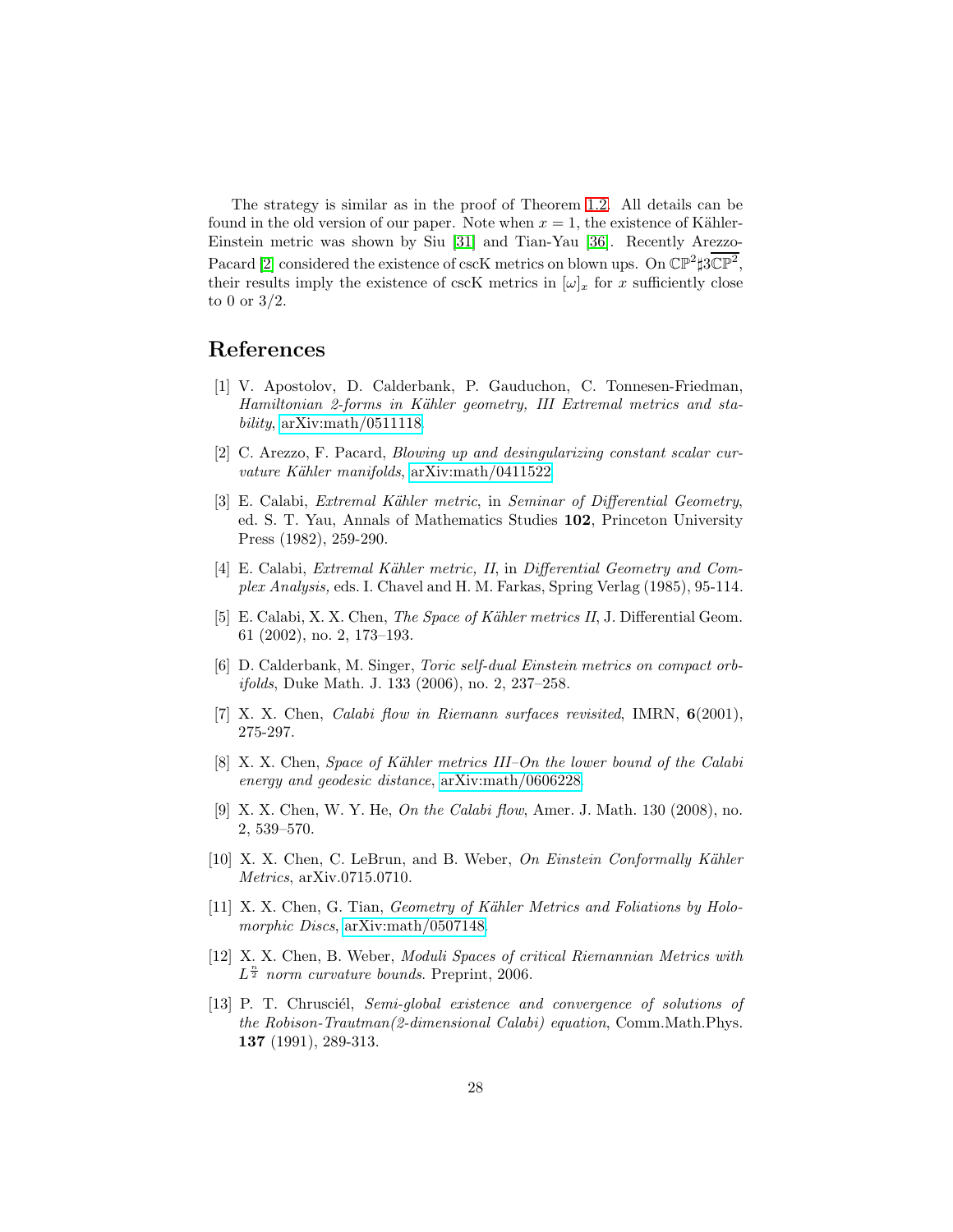The strategy is similar as in the proof of Theorem 1.2. All details can be found in the old version of our paper. Note when $x = 1$, the existence of Kähler-Einstein metric was shown by Siu [31] and Tian-Yau [36]. Recently Arezzo-Pacard [2] considered the existence of cscK metrics on blown ups. On $\mathbb{CP}^2 \sharp 3\overline{\mathbb{CP}^2}$, their results imply the existence of cscK metrics in $[\omega]_x$ for $x$ sufficiently close to 0 or $3/2$.

## References

[1] V. Apostolov, D. Calderbank, P. Gauduchon, C. Tonnesen-Friedman, *Hamiltonian 2-forms in Kähler geometry, III Extremal metrics and stability*, arXiv:math/0511118

[2] C. Arezzo, F. Pacard, *Blowing up and desingularizing constant scalar curvature Kähler manifolds*, arXiv:math/0411522

[3] E. Calabi, *Extremal Kähler metric*, in *Seminar of Differential Geometry*, ed. S. T. Yau, Annals of Mathematics Studies **102**, Princeton University Press (1982), 259-290.

[4] E. Calabi, *Extremal Kähler metric, II*, in *Differential Geometry and Complex Analysis,* eds. I. Chavel and H. M. Farkas, Spring Verlag (1985), 95-114.

[5] E. Calabi, X. X. Chen, *The Space of Kähler metrics II*, J. Differential Geom. 61 (2002), no. 2, 173–193.

[6] D. Calderbank, M. Singer, *Toric self-dual Einstein metrics on compact orbifolds*, Duke Math. J. 133 (2006), no. 2, 237–258.

[7] X. X. Chen, *Calabi flow in Riemann surfaces revisited*, IMRN, **6**(2001), 275-297.

[8] X. X. Chen, *Space of Kähler metrics III–On the lower bound of the Calabi energy and geodesic distance*, arXiv:math/0606228

[9] X. X. Chen, W. Y. He, *On the Calabi flow*, Amer. J. Math. 130 (2008), no. 2, 539–570.

[10] X. X. Chen, C. LeBrun, and B. Weber, *On Einstein Conformally Kähler Metrics*, arXiv.0715.0710.

[11] X. X. Chen, G. Tian, *Geometry of Kähler Metrics and Foliations by Holomorphic Discs*, arXiv:math/0507148.

[12] X. X. Chen, B. Weber, *Moduli Spaces of critical Riemannian Metrics with $L^{\frac{n}{2}}$ norm curvature bounds*. Preprint, 2006.

[13] P. T. Chrusciél, *Semi-global existence and convergence of solutions of the Robison-Trautman(2-dimensional Calabi) equation*, Comm.Math.Phys. **137** (1991), 289-313.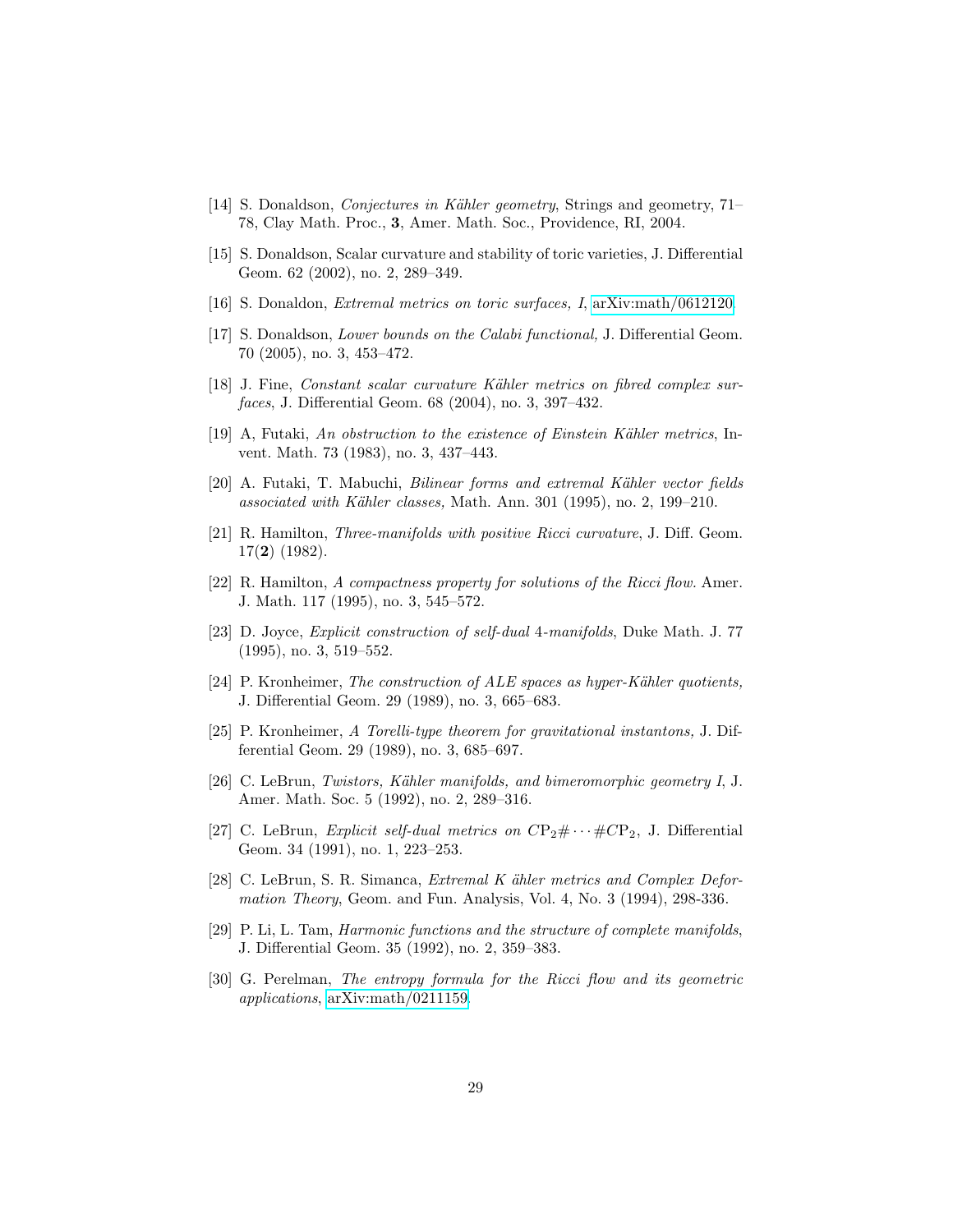[14] S. Donaldson, *Conjectures in Kähler geometry*, Strings and geometry, 71–78, Clay Math. Proc., **3**, Amer. Math. Soc., Providence, RI, 2004.

[15] S. Donaldson, Scalar curvature and stability of toric varieties, J. Differential Geom. 62 (2002), no. 2, 289–349.

[16] S. Donaldon, *Extremal metrics on toric surfaces, I*, arXiv:math/0612120.

[17] S. Donaldson, *Lower bounds on the Calabi functional,* J. Differential Geom. 70 (2005), no. 3, 453–472.

[18] J. Fine, *Constant scalar curvature Kähler metrics on fibred complex surfaces*, J. Differential Geom. 68 (2004), no. 3, 397–432.

[19] A, Futaki, *An obstruction to the existence of Einstein Kähler metrics*, Invent. Math. 73 (1983), no. 3, 437–443.

[20] A. Futaki, T. Mabuchi, *Bilinear forms and extremal Kähler vector fields associated with Kähler classes,* Math. Ann. 301 (1995), no. 2, 199–210.

[21] R. Hamilton, *Three-manifolds with positive Ricci curvature*, J. Diff. Geom. 17(**2**) (1982).

[22] R. Hamilton, *A compactness property for solutions of the Ricci flow.* Amer. J. Math. 117 (1995), no. 3, 545–572.

[23] D. Joyce, *Explicit construction of self-dual 4-manifolds*, Duke Math. J. 77 (1995), no. 3, 519–552.

[24] P. Kronheimer, *The construction of ALE spaces as hyper-Kähler quotients,* J. Differential Geom. 29 (1989), no. 3, 665–683.

[25] P. Kronheimer, *A Torelli-type theorem for gravitational instantons,* J. Differential Geom. 29 (1989), no. 3, 685–697.

[26] C. LeBrun, *Twistors, Kähler manifolds, and bimeromorphic geometry I*, J. Amer. Math. Soc. 5 (1992), no. 2, 289–316.

[27] C. LeBrun, *Explicit self-dual metrics on* $C\mathrm{P}_2\# \cdots \# C\mathrm{P}_2$, J. Differential Geom. 34 (1991), no. 1, 223–253.

[28] C. LeBrun, S. R. Simanca, *Extremal K ähler metrics and Complex Deformation Theory*, Geom. and Fun. Analysis, Vol. 4, No. 3 (1994), 298-336.

[29] P. Li, L. Tam, *Harmonic functions and the structure of complete manifolds*, J. Differential Geom. 35 (1992), no. 2, 359–383.

[30] G. Perelman, *The entropy formula for the Ricci flow and its geometric applications*, arXiv:math/0211159.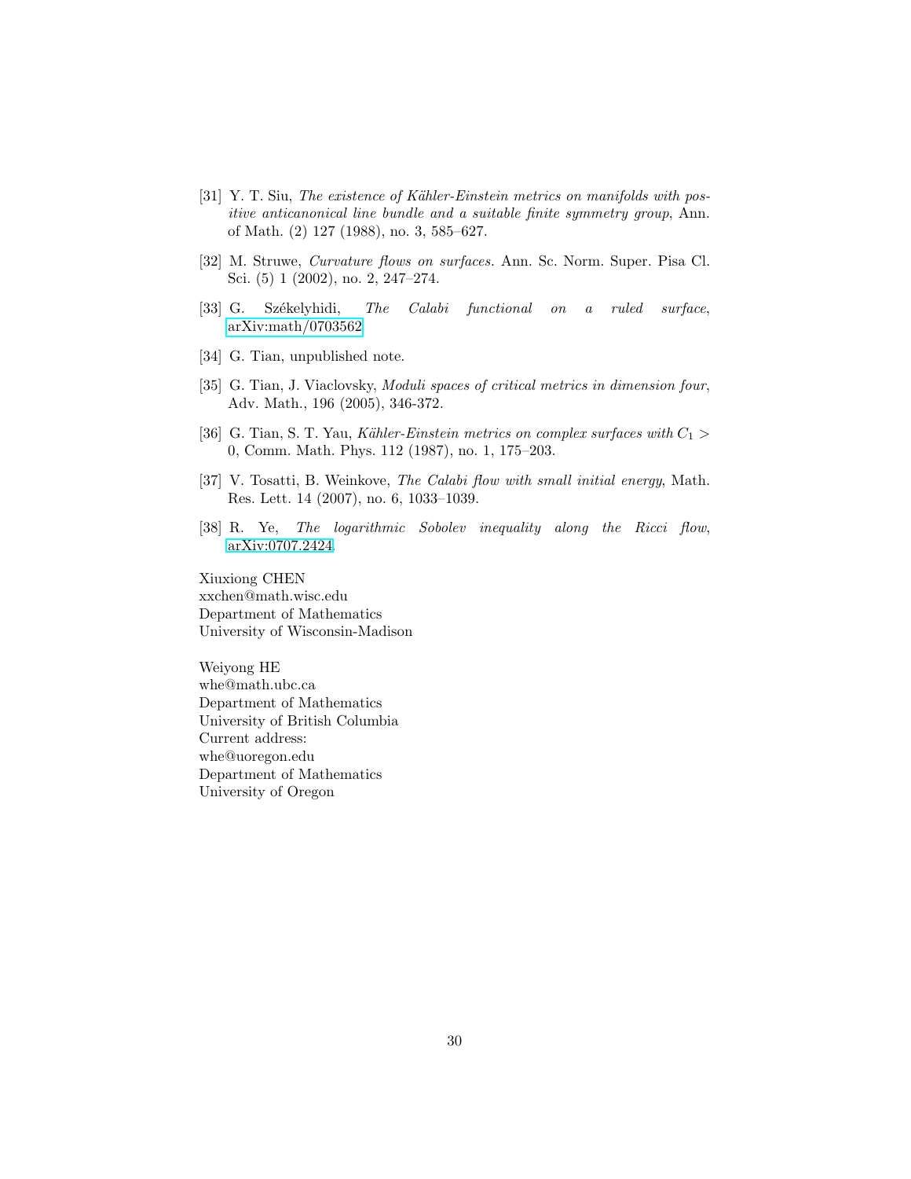[31] Y. T. Siu, *The existence of Kähler-Einstein metrics on manifolds with positive anticanonical line bundle and a suitable finite symmetry group*, Ann. of Math. (2) 127 (1988), no. 3, 585–627.

[32] M. Struwe, *Curvature flows on surfaces.* Ann. Sc. Norm. Super. Pisa Cl. Sci. (5) 1 (2002), no. 2, 247–274.

[33] G. Székelyhidi, *The Calabi functional on a ruled surface*, arXiv:math/0703562.

[34] G. Tian, unpublished note.

[35] G. Tian, J. Viaclovsky, *Moduli spaces of critical metrics in dimension four*, Adv. Math., 196 (2005), 346-372.

[36] G. Tian, S. T. Yau, *Kähler-Einstein metrics on complex surfaces with* $C_1 > 0$, Comm. Math. Phys. 112 (1987), no. 1, 175–203.

[37] V. Tosatti, B. Weinkove, *The Calabi flow with small initial energy*, Math. Res. Lett. 14 (2007), no. 6, 1033–1039.

[38] R. Ye, *The logarithmic Sobolev inequality along the Ricci flow*, arXiv:0707.2424.

Xiuxiong CHEN
xxchen@math.wisc.edu
Department of Mathematics
University of Wisconsin-Madison

Weiyong HE
whe@math.ubc.ca
Department of Mathematics
University of British Columbia
Current address:
whe@uoregon.edu
Department of Mathematics
University of Oregon